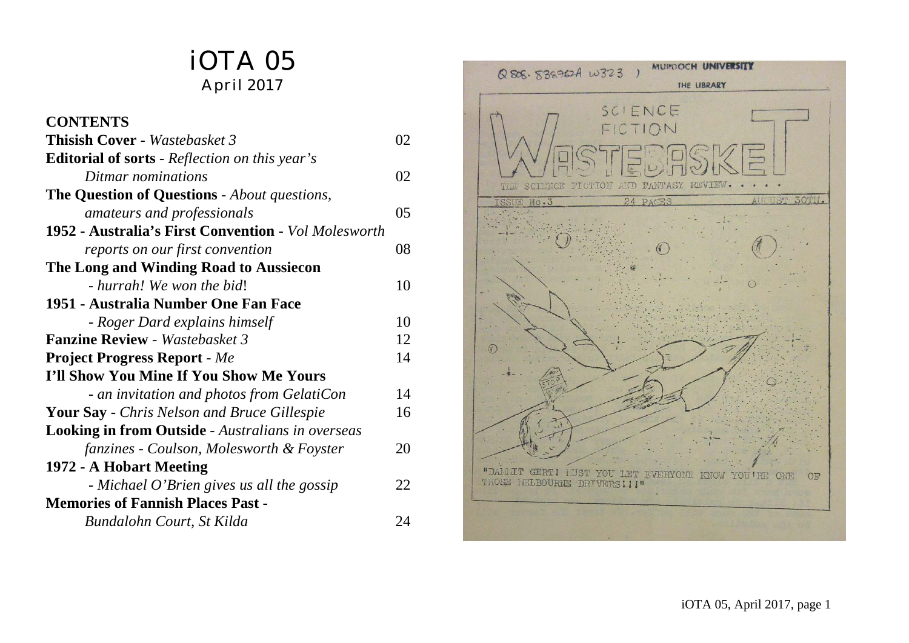# iOTA 05
April 2017

## CONTENTS

| | |
|---|---|
| **Thisish Cover** - *Wastebasket 3* | 02 |
| **Editorial of sorts** - *Reflection on this year's Ditmar nominations* | 02 |
| **The Question of Questions** - *About questions, amateurs and professionals* | 05 |
| **1952 - Australia's First Convention** - *Vol Molesworth reports on our first convention* | 08 |
| **The Long and Winding Road to Aussiecon** - *hurrah! We won the bid!* | 10 |
| **1951 - Australia Number One Fan Face** - *Roger Dard explains himself* | 10 |
| **Fanzine Review** - *Wastebasket 3* | 12 |
| **Project Progress Report** - *Me* | 14 |
| **I'll Show You Mine If You Show Me Yours** - *an invitation and photos from GelatiCon* | 14 |
| **Your Say** - *Chris Nelson and Bruce Gillespie* | 16 |
| **Looking in from Outside** - *Australians in overseas fanzines - Coulson, Molesworth & Foyster* | 20 |
| **1972 - A Hobart Meeting** - *Michael O'Brien gives us all the gossip* | 22 |
| **Memories of Fannish Places Past** - *Bundalohn Court, St Kilda* | 24 |

Q 808. 838762A W323 ) MURDOCH UNIVERSITY THE LIBRARY

SCIENCE FICTION WASTEBASKET

THE SCIENCE FICTION AND FANTASY REVIEW. . . . .

ISSUE No.3 24 PAGES AUGUST 30TH.

"DAMMIT GERT! JUST YOU LET EVERYONE KNOW YOU'RE ONE OF THOSE MELBOURNE DRIVERS!!!"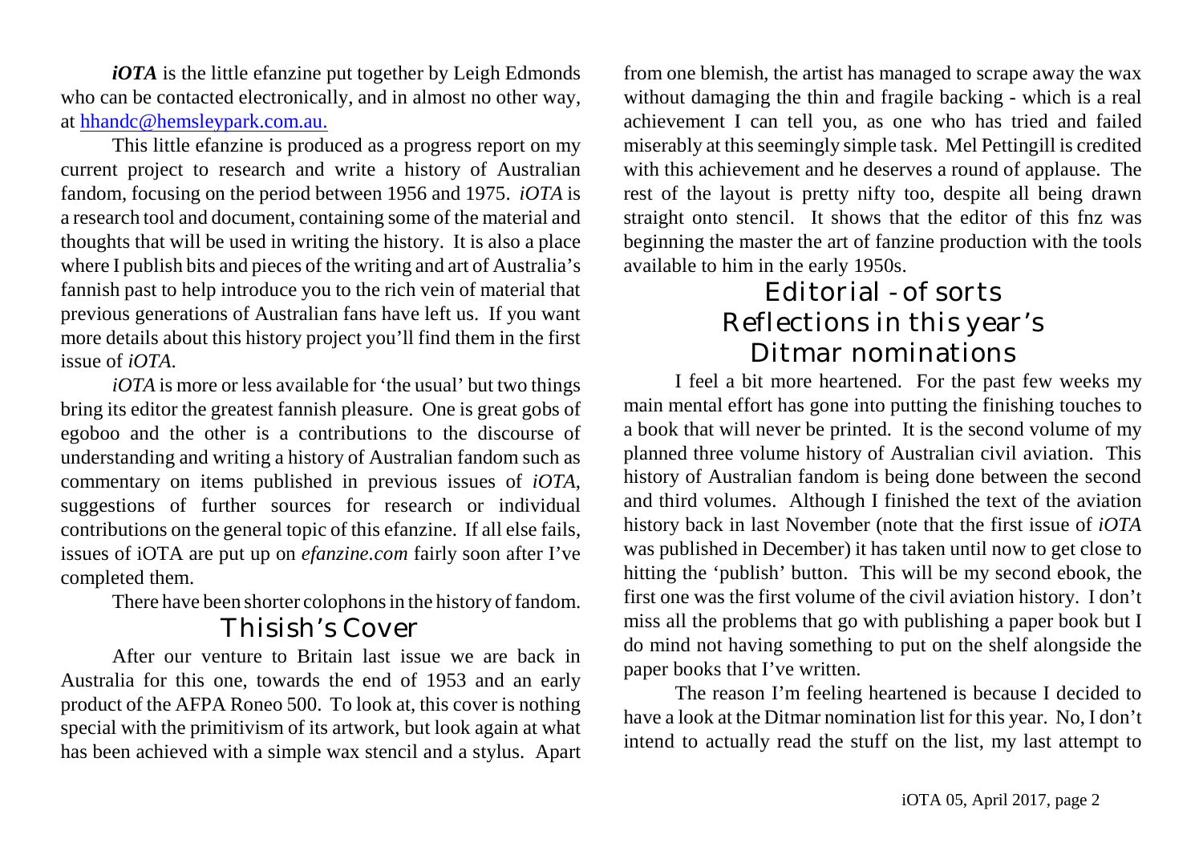***iOTA*** is the little efanzine put together by Leigh Edmonds who can be contacted electronically, and in almost no other way, at hhandc@hemsleypark.com.au.

This little efanzine is produced as a progress report on my current project to research and write a history of Australian fandom, focusing on the period between 1956 and 1975. *iOTA* is a research tool and document, containing some of the material and thoughts that will be used in writing the history. It is also a place where I publish bits and pieces of the writing and art of Australia's fannish past to help introduce you to the rich vein of material that previous generations of Australian fans have left us. If you want more details about this history project you'll find them in the first issue of *iOTA*.

*iOTA* is more or less available for 'the usual' but two things bring its editor the greatest fannish pleasure. One is great gobs of egoboo and the other is a contributions to the discourse of understanding and writing a history of Australian fandom such as commentary on items published in previous issues of *iOTA*, suggestions of further sources for research or individual contributions on the general topic of this efanzine. If all else fails, issues of iOTA are put up on *efanzine.com* fairly soon after I've completed them.

There have been shorter colophons in the history of fandom.

## Thisish's Cover

After our venture to Britain last issue we are back in Australia for this one, towards the end of 1953 and an early product of the AFPA Roneo 500. To look at, this cover is nothing special with the primitivism of its artwork, but look again at what has been achieved with a simple wax stencil and a stylus. Apart from one blemish, the artist has managed to scrape away the wax without damaging the thin and fragile backing - which is a real achievement I can tell you, as one who has tried and failed miserably at this seemingly simple task. Mel Pettingill is credited with this achievement and he deserves a round of applause. The rest of the layout is pretty nifty too, despite all being drawn straight onto stencil. It shows that the editor of this fnz was beginning the master the art of fanzine production with the tools available to him in the early 1950s.

## Editorial - of sorts
## Reflections in this year's Ditmar nominations

I feel a bit more heartened. For the past few weeks my main mental effort has gone into putting the finishing touches to a book that will never be printed. It is the second volume of my planned three volume history of Australian civil aviation. This history of Australian fandom is being done between the second and third volumes. Although I finished the text of the aviation history back in last November (note that the first issue of *iOTA* was published in December) it has taken until now to get close to hitting the 'publish' button. This will be my second ebook, the first one was the first volume of the civil aviation history. I don't miss all the problems that go with publishing a paper book but I do mind not having something to put on the shelf alongside the paper books that I've written.

The reason I'm feeling heartened is because I decided to have a look at the Ditmar nomination list for this year. No, I don't intend to actually read the stuff on the list, my last attempt to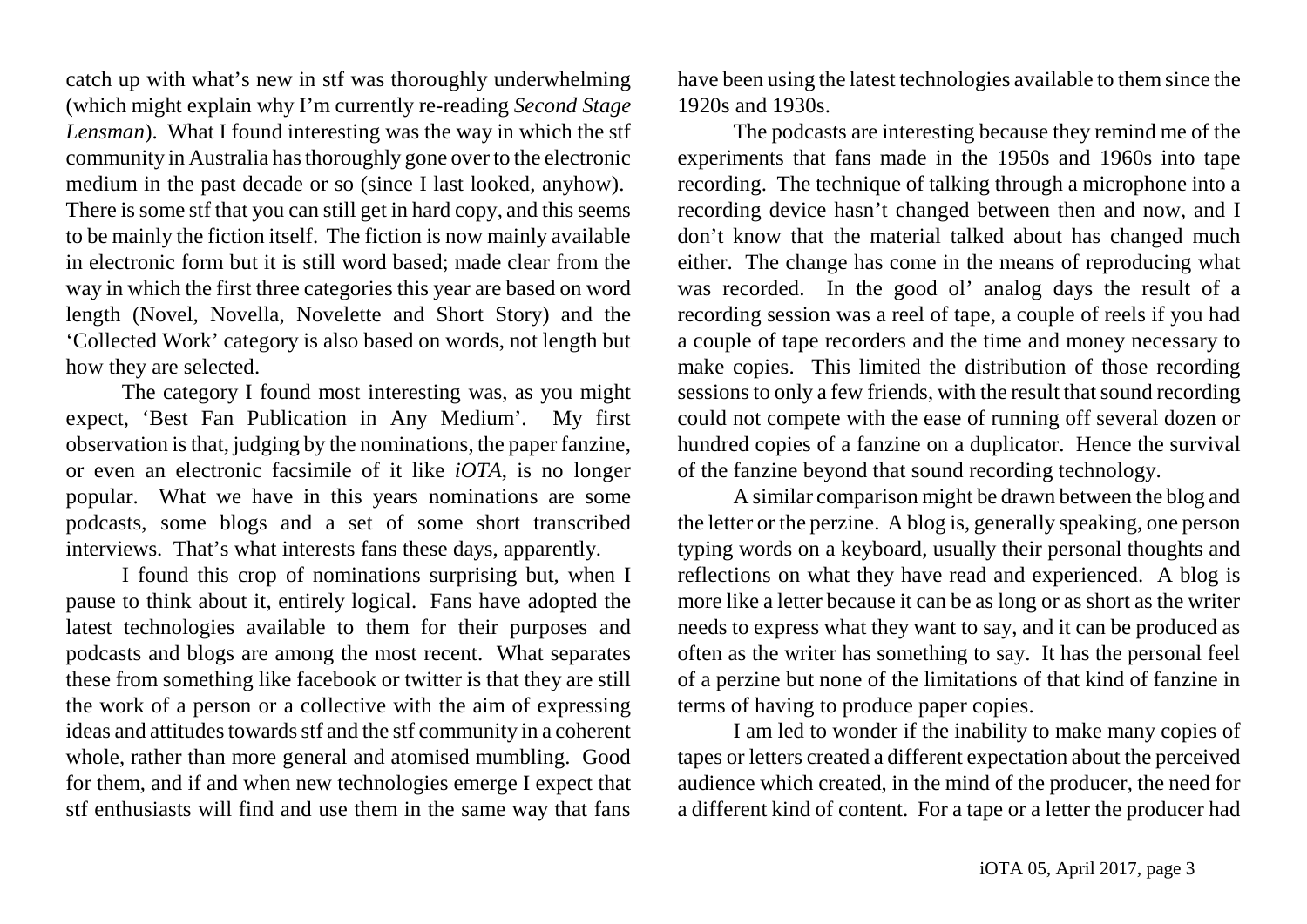catch up with what's new in stf was thoroughly underwhelming (which might explain why I'm currently re-reading *Second Stage Lensman*). What I found interesting was the way in which the stf community in Australia has thoroughly gone over to the electronic medium in the past decade or so (since I last looked, anyhow). There is some stf that you can still get in hard copy, and this seems to be mainly the fiction itself. The fiction is now mainly available in electronic form but it is still word based; made clear from the way in which the first three categories this year are based on word length (Novel, Novella, Novelette and Short Story) and the 'Collected Work' category is also based on words, not length but how they are selected.

The category I found most interesting was, as you might expect, 'Best Fan Publication in Any Medium'. My first observation is that, judging by the nominations, the paper fanzine, or even an electronic facsimile of it like *iOTA*, is no longer popular. What we have in this years nominations are some podcasts, some blogs and a set of some short transcribed interviews. That's what interests fans these days, apparently.

I found this crop of nominations surprising but, when I pause to think about it, entirely logical. Fans have adopted the latest technologies available to them for their purposes and podcasts and blogs are among the most recent. What separates these from something like facebook or twitter is that they are still the work of a person or a collective with the aim of expressing ideas and attitudes towards stf and the stf community in a coherent whole, rather than more general and atomised mumbling. Good for them, and if and when new technologies emerge I expect that stf enthusiasts will find and use them in the same way that fans have been using the latest technologies available to them since the 1920s and 1930s.

The podcasts are interesting because they remind me of the experiments that fans made in the 1950s and 1960s into tape recording. The technique of talking through a microphone into a recording device hasn't changed between then and now, and I don't know that the material talked about has changed much either. The change has come in the means of reproducing what was recorded. In the good ol' analog days the result of a recording session was a reel of tape, a couple of reels if you had a couple of tape recorders and the time and money necessary to make copies. This limited the distribution of those recording sessions to only a few friends, with the result that sound recording could not compete with the ease of running off several dozen or hundred copies of a fanzine on a duplicator. Hence the survival of the fanzine beyond that sound recording technology.

A similar comparison might be drawn between the blog and the letter or the perzine. A blog is, generally speaking, one person typing words on a keyboard, usually their personal thoughts and reflections on what they have read and experienced. A blog is more like a letter because it can be as long or as short as the writer needs to express what they want to say, and it can be produced as often as the writer has something to say. It has the personal feel of a perzine but none of the limitations of that kind of fanzine in terms of having to produce paper copies.

I am led to wonder if the inability to make many copies of tapes or letters created a different expectation about the perceived audience which created, in the mind of the producer, the need for a different kind of content. For a tape or a letter the producer had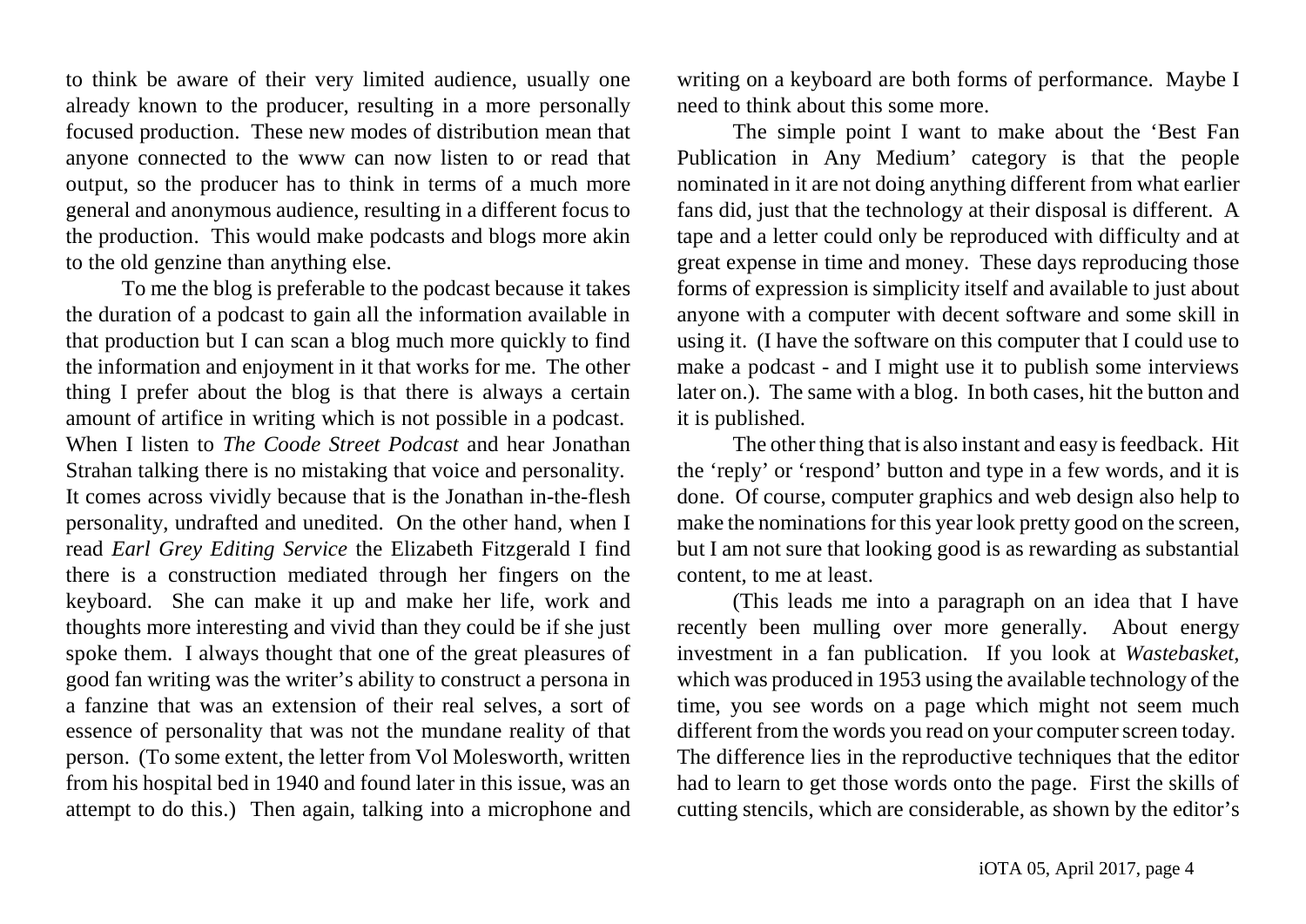to think be aware of their very limited audience, usually one already known to the producer, resulting in a more personally focused production. These new modes of distribution mean that anyone connected to the www can now listen to or read that output, so the producer has to think in terms of a much more general and anonymous audience, resulting in a different focus to the production. This would make podcasts and blogs more akin to the old genzine than anything else.

To me the blog is preferable to the podcast because it takes the duration of a podcast to gain all the information available in that production but I can scan a blog much more quickly to find the information and enjoyment in it that works for me. The other thing I prefer about the blog is that there is always a certain amount of artifice in writing which is not possible in a podcast. When I listen to *The Coode Street Podcast* and hear Jonathan Strahan talking there is no mistaking that voice and personality. It comes across vividly because that is the Jonathan in-the-flesh personality, undrafted and unedited. On the other hand, when I read *Earl Grey Editing Service* the Elizabeth Fitzgerald I find there is a construction mediated through her fingers on the keyboard. She can make it up and make her life, work and thoughts more interesting and vivid than they could be if she just spoke them. I always thought that one of the great pleasures of good fan writing was the writer's ability to construct a persona in a fanzine that was an extension of their real selves, a sort of essence of personality that was not the mundane reality of that person. (To some extent, the letter from Vol Molesworth, written from his hospital bed in 1940 and found later in this issue, was an attempt to do this.) Then again, talking into a microphone and writing on a keyboard are both forms of performance. Maybe I need to think about this some more.

The simple point I want to make about the 'Best Fan Publication in Any Medium' category is that the people nominated in it are not doing anything different from what earlier fans did, just that the technology at their disposal is different. A tape and a letter could only be reproduced with difficulty and at great expense in time and money. These days reproducing those forms of expression is simplicity itself and available to just about anyone with a computer with decent software and some skill in using it. (I have the software on this computer that I could use to make a podcast - and I might use it to publish some interviews later on.). The same with a blog. In both cases, hit the button and it is published.

The other thing that is also instant and easy is feedback. Hit the 'reply' or 'respond' button and type in a few words, and it is done. Of course, computer graphics and web design also help to make the nominations for this year look pretty good on the screen, but I am not sure that looking good is as rewarding as substantial content, to me at least.

(This leads me into a paragraph on an idea that I have recently been mulling over more generally. About energy investment in a fan publication. If you look at *Wastebasket*, which was produced in 1953 using the available technology of the time, you see words on a page which might not seem much different from the words you read on your computer screen today. The difference lies in the reproductive techniques that the editor had to learn to get those words onto the page. First the skills of cutting stencils, which are considerable, as shown by the editor's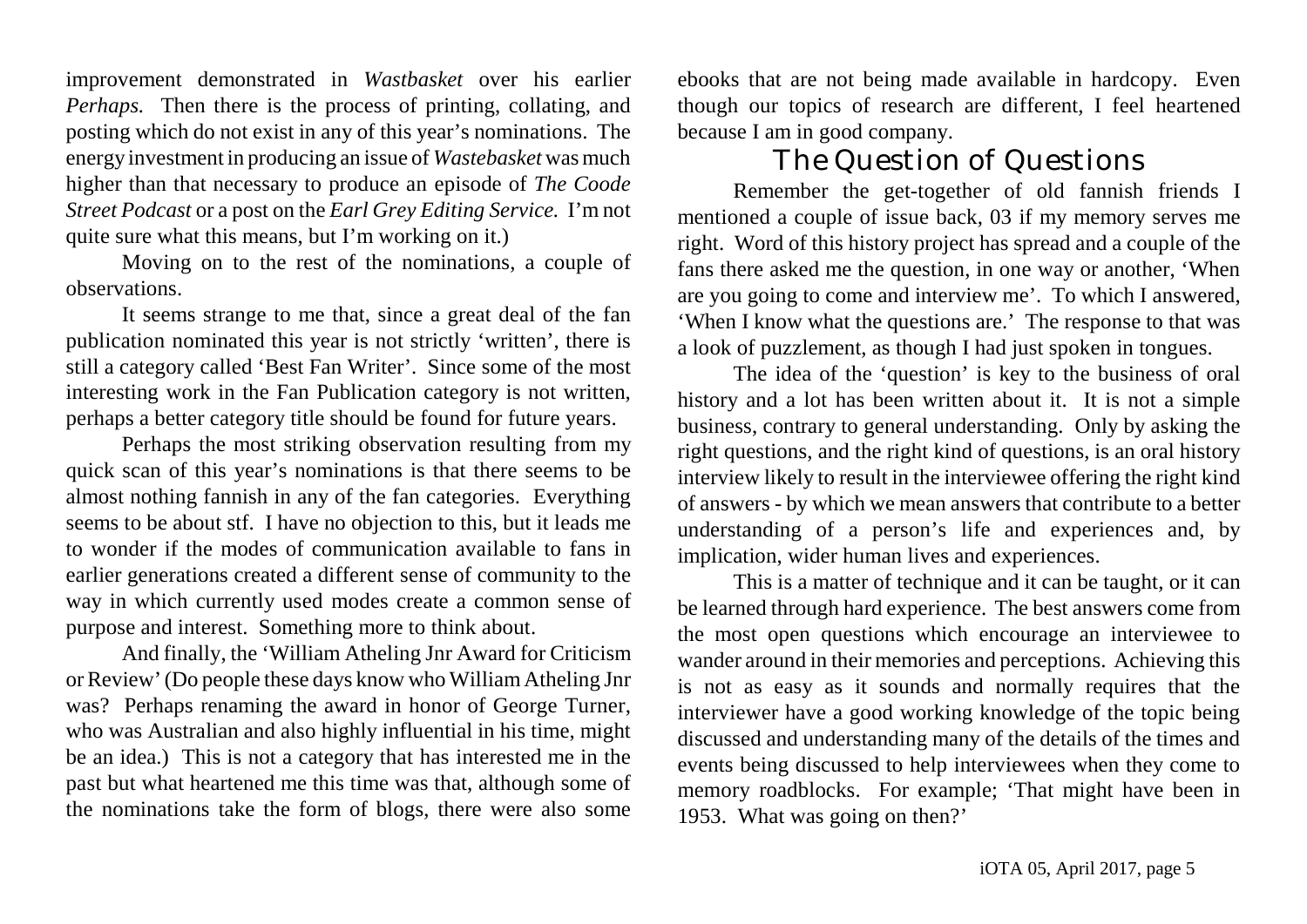improvement demonstrated in *Wastbasket* over his earlier *Perhaps.* Then there is the process of printing, collating, and posting which do not exist in any of this year's nominations. The energy investment in producing an issue of *Wastebasket* was much higher than that necessary to produce an episode of *The Coode Street Podcast* or a post on the *Earl Grey Editing Service.* I'm not quite sure what this means, but I'm working on it.)

Moving on to the rest of the nominations, a couple of observations.

It seems strange to me that, since a great deal of the fan publication nominated this year is not strictly 'written', there is still a category called 'Best Fan Writer'. Since some of the most interesting work in the Fan Publication category is not written, perhaps a better category title should be found for future years.

Perhaps the most striking observation resulting from my quick scan of this year's nominations is that there seems to be almost nothing fannish in any of the fan categories. Everything seems to be about stf. I have no objection to this, but it leads me to wonder if the modes of communication available to fans in earlier generations created a different sense of community to the way in which currently used modes create a common sense of purpose and interest. Something more to think about.

And finally, the 'William Atheling Jnr Award for Criticism or Review' (Do people these days know who William Atheling Jnr was? Perhaps renaming the award in honor of George Turner, who was Australian and also highly influential in his time, might be an idea.) This is not a category that has interested me in the past but what heartened me this time was that, although some of the nominations take the form of blogs, there were also some ebooks that are not being made available in hardcopy. Even though our topics of research are different, I feel heartened because I am in good company.

## The Question of Questions

Remember the get-together of old fannish friends I mentioned a couple of issue back, 03 if my memory serves me right. Word of this history project has spread and a couple of the fans there asked me the question, in one way or another, 'When are you going to come and interview me'. To which I answered, 'When I know what the questions are.' The response to that was a look of puzzlement, as though I had just spoken in tongues.

The idea of the 'question' is key to the business of oral history and a lot has been written about it. It is not a simple business, contrary to general understanding. Only by asking the right questions, and the right kind of questions, is an oral history interview likely to result in the interviewee offering the right kind of answers - by which we mean answers that contribute to a better understanding of a person's life and experiences and, by implication, wider human lives and experiences.

This is a matter of technique and it can be taught, or it can be learned through hard experience. The best answers come from the most open questions which encourage an interviewee to wander around in their memories and perceptions. Achieving this is not as easy as it sounds and normally requires that the interviewer have a good working knowledge of the topic being discussed and understanding many of the details of the times and events being discussed to help interviewees when they come to memory roadblocks. For example; 'That might have been in 1953. What was going on then?'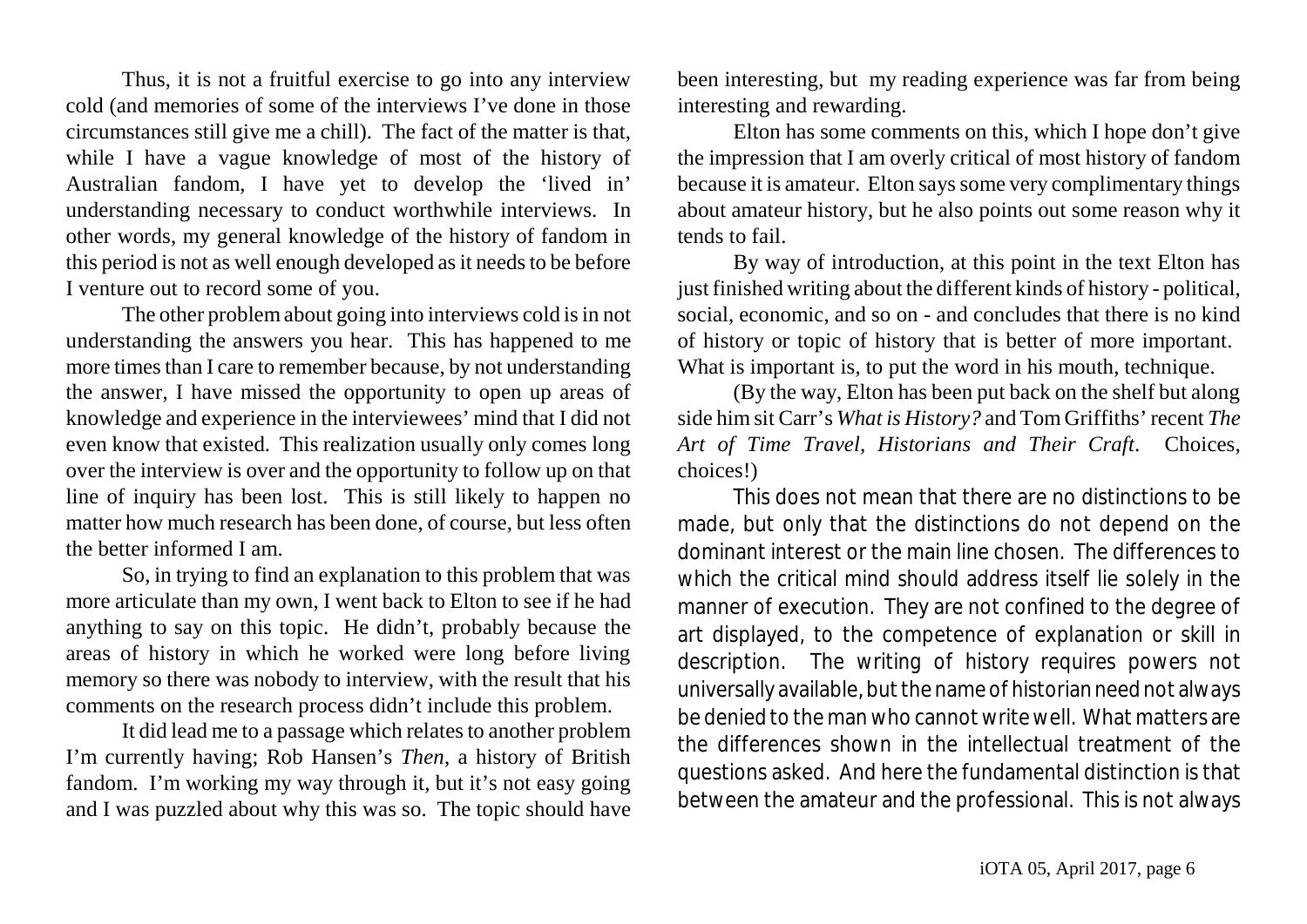Thus, it is not a fruitful exercise to go into any interview cold (and memories of some of the interviews I've done in those circumstances still give me a chill). The fact of the matter is that, while I have a vague knowledge of most of the history of Australian fandom, I have yet to develop the 'lived in' understanding necessary to conduct worthwhile interviews. In other words, my general knowledge of the history of fandom in this period is not as well enough developed as it needs to be before I venture out to record some of you.

The other problem about going into interviews cold is in not understanding the answers you hear. This has happened to me more times than I care to remember because, by not understanding the answer, I have missed the opportunity to open up areas of knowledge and experience in the interviewees' mind that I did not even know that existed. This realization usually only comes long over the interview is over and the opportunity to follow up on that line of inquiry has been lost. This is still likely to happen no matter how much research has been done, of course, but less often the better informed I am.

So, in trying to find an explanation to this problem that was more articulate than my own, I went back to Elton to see if he had anything to say on this topic. He didn't, probably because the areas of history in which he worked were long before living memory so there was nobody to interview, with the result that his comments on the research process didn't include this problem.

It did lead me to a passage which relates to another problem I'm currently having; Rob Hansen's *Then*, a history of British fandom. I'm working my way through it, but it's not easy going and I was puzzled about why this was so. The topic should have been interesting, but my reading experience was far from being interesting and rewarding.

Elton has some comments on this, which I hope don't give the impression that I am overly critical of most history of fandom because it is amateur. Elton says some very complimentary things about amateur history, but he also points out some reason why it tends to fail.

By way of introduction, at this point in the text Elton has just finished writing about the different kinds of history - political, social, economic, and so on - and concludes that there is no kind of history or topic of history that is better of more important. What is important is, to put the word in his mouth, technique.

(By the way, Elton has been put back on the shelf but along side him sit Carr's *What is History?* and Tom Griffiths' recent *The Art of Time Travel, Historians and Their Craft*. Choices, choices!)

This does not mean that there are no distinctions to be made, but only that the distinctions do not depend on the dominant interest or the main line chosen. The differences to which the critical mind should address itself lie solely in the manner of execution. They are not confined to the degree of art displayed, to the competence of explanation or skill in description. The writing of history requires powers not universally available, but the name of historian need not always be denied to the man who cannot write well. What matters are the differences shown in the intellectual treatment of the questions asked. And here the fundamental distinction is that between the amateur and the professional. This is not always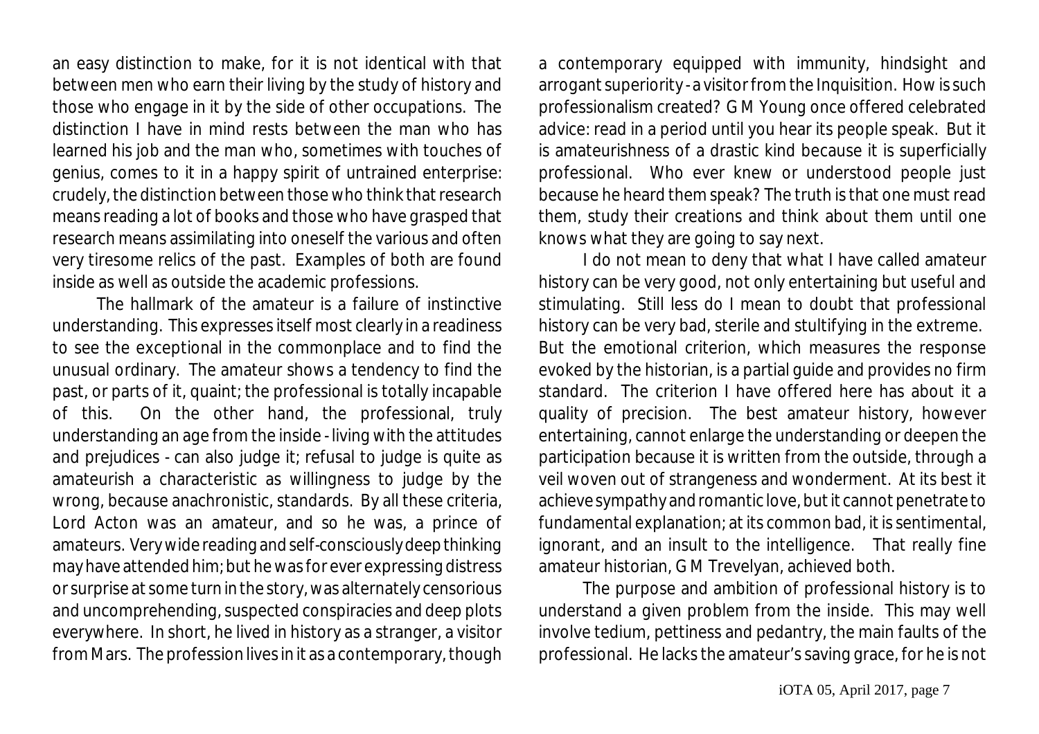an easy distinction to make, for it is not identical with that between men who earn their living by the study of history and those who engage in it by the side of other occupations. The distinction I have in mind rests between the man who has learned his job and the man who, sometimes with touches of genius, comes to it in a happy spirit of untrained enterprise: crudely, the distinction between those who think that research means reading a lot of books and those who have grasped that research means assimilating into oneself the various and often very tiresome relics of the past. Examples of both are found inside as well as outside the academic professions.

The hallmark of the amateur is a failure of instinctive understanding. This expresses itself most clearly in a readiness to see the exceptional in the commonplace and to find the unusual ordinary. The amateur shows a tendency to find the past, or parts of it, quaint; the professional is totally incapable of this. On the other hand, the professional, truly understanding an age from the inside - living with the attitudes and prejudices - can also judge it; refusal to judge is quite as amateurish a characteristic as willingness to judge by the wrong, because anachronistic, standards. By all these criteria, Lord Acton was an amateur, and so he was, a prince of amateurs. Very wide reading and self-consciously deep thinking may have attended him; but he was for ever expressing distress or surprise at some turn in the story, was alternately censorious and uncomprehending, suspected conspiracies and deep plots everywhere. In short, he lived in history as a stranger, a visitor from Mars. The profession lives in it as a contemporary, though a contemporary equipped with immunity, hindsight and arrogant superiority - a visitor from the Inquisition. How is such professionalism created? G M Young once offered celebrated advice: read in a period until you hear its people speak. But it is amateurishness of a drastic kind because it is superficially professional. Who ever knew or understood people just because he heard them speak? The truth is that one must read them, study their creations and think about them until one knows what they are going to say next.

I do not mean to deny that what I have called amateur history can be very good, not only entertaining but useful and stimulating. Still less do I mean to doubt that professional history can be very bad, sterile and stultifying in the extreme. But the emotional criterion, which measures the response evoked by the historian, is a partial guide and provides no firm standard. The criterion I have offered here has about it a quality of precision. The best amateur history, however entertaining, cannot enlarge the understanding or deepen the participation because it is written from the outside, through a veil woven out of strangeness and wonderment. At its best it achieve sympathy and romantic love, but it cannot penetrate to fundamental explanation; at its common bad, it is sentimental, ignorant, and an insult to the intelligence. That really fine amateur historian, G M Trevelyan, achieved both.

The purpose and ambition of professional history is to understand a given problem from the inside. This may well involve tedium, pettiness and pedantry, the main faults of the professional. He lacks the amateur's saving grace, for he is not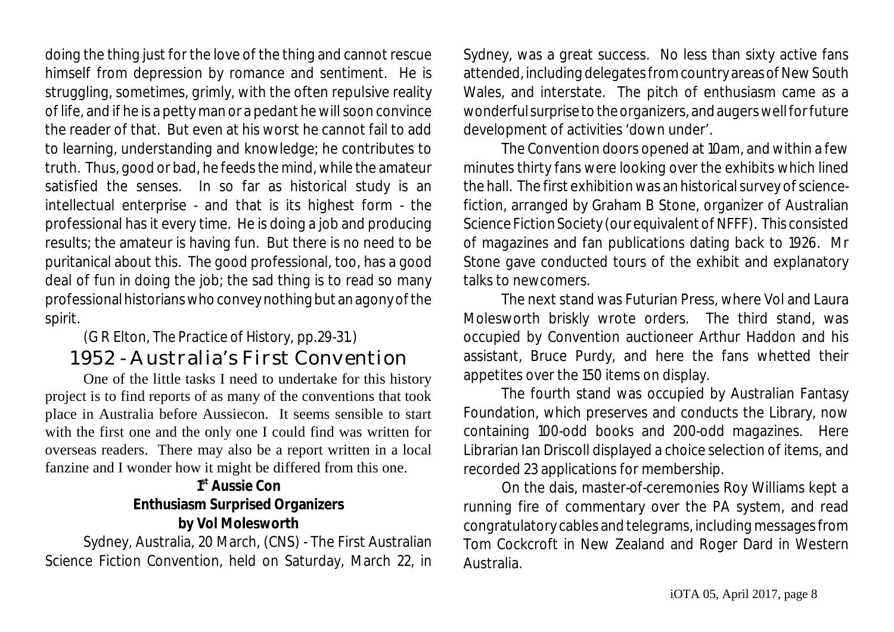doing the thing just for the love of the thing and cannot rescue himself from depression by romance and sentiment. He is struggling, sometimes, grimly, with the often repulsive reality of life, and if he is a petty man or a pedant he will soon convince the reader of that. But even at his worst he cannot fail to add to learning, understanding and knowledge; he contributes to truth. Thus, good or bad, he feeds the mind, while the amateur satisfied the senses. In so far as historical study is an intellectual enterprise - and that is its highest form - the professional has it every time. He is doing a job and producing results; the amateur is having fun. But there is no need to be puritanical about this. The good professional, too, has a good deal of fun in doing the job; the sad thing is to read so many professional historians who convey nothing but an agony of the spirit.

(G R Elton, The Practice of History, pp.29-31.)

## 1952 - Australia's First Convention

One of the little tasks I need to undertake for this history project is to find reports of as many of the conventions that took place in Australia before Aussiecon. It seems sensible to start with the first one and the only one I could find was written for overseas readers. There may also be a report written in a local fanzine and I wonder how it might be differed from this one.

**1st Aussie Con**
**Enthusiasm Surprised Organizers**
**by Vol Molesworth**

Sydney, Australia, 20 March, (CNS) - The First Australian Science Fiction Convention, held on Saturday, March 22, in Sydney, was a great success. No less than sixty active fans attended, including delegates from country areas of New South Wales, and interstate. The pitch of enthusiasm came as a wonderful surprise to the organizers, and augers well for future development of activities 'down under'.

The Convention doors opened at 10am, and within a few minutes thirty fans were looking over the exhibits which lined the hall. The first exhibition was an historical survey of science-fiction, arranged by Graham B Stone, organizer of Australian Science Fiction Society (our equivalent of NFFF). This consisted of magazines and fan publications dating back to 1926. Mr Stone gave conducted tours of the exhibit and explanatory talks to newcomers.

The next stand was Futurian Press, where Vol and Laura Molesworth briskly wrote orders. The third stand, was occupied by Convention auctioneer Arthur Haddon and his assistant, Bruce Purdy, and here the fans whetted their appetites over the 150 items on display.

The fourth stand was occupied by Australian Fantasy Foundation, which preserves and conducts the Library, now containing 100-odd books and 200-odd magazines. Here Librarian Ian Driscoll displayed a choice selection of items, and recorded 23 applications for membership.

On the dais, master-of-ceremonies Roy Williams kept a running fire of commentary over the PA system, and read congratulatory cables and telegrams, including messages from Tom Cockcroft in New Zealand and Roger Dard in Western Australia.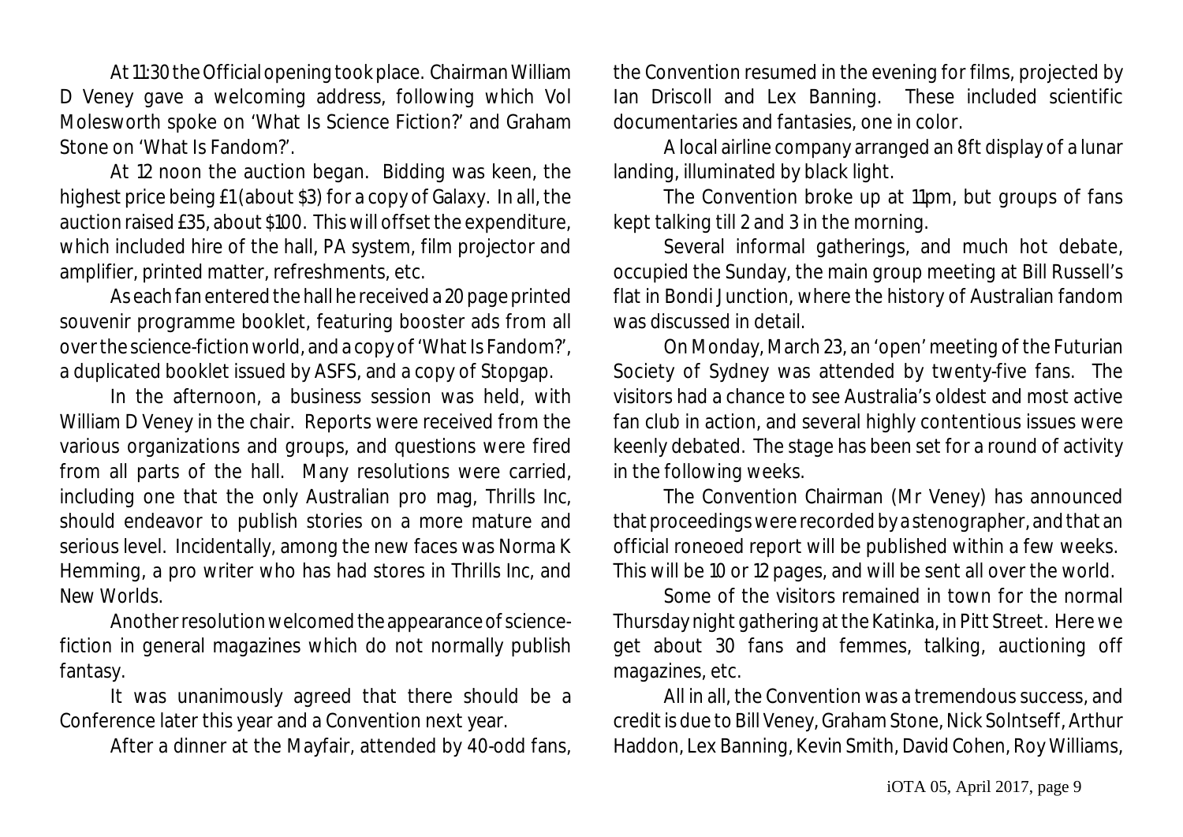At 11:30 the Official opening took place. Chairman William D Veney gave a welcoming address, following which Vol Molesworth spoke on 'What Is Science Fiction?' and Graham Stone on 'What Is Fandom?'.

At 12 noon the auction began. Bidding was keen, the highest price being £1 (about $3) for a copy of Galaxy. In all, the auction raised £35, about $100. This will offset the expenditure, which included hire of the hall, PA system, film projector and amplifier, printed matter, refreshments, etc.

As each fan entered the hall he received a 20 page printed souvenir programme booklet, featuring booster ads from all over the science-fiction world, and a copy of 'What Is Fandom?', a duplicated booklet issued by ASFS, and a copy of Stopgap.

In the afternoon, a business session was held, with William D Veney in the chair. Reports were received from the various organizations and groups, and questions were fired from all parts of the hall. Many resolutions were carried, including one that the only Australian pro mag, Thrills Inc, should endeavor to publish stories on a more mature and serious level. Incidentally, among the new faces was Norma K Hemming, a pro writer who has had stores in Thrills Inc, and New Worlds.

Another resolution welcomed the appearance of science-fiction in general magazines which do not normally publish fantasy.

It was unanimously agreed that there should be a Conference later this year and a Convention next year.

After a dinner at the Mayfair, attended by 40-odd fans, the Convention resumed in the evening for films, projected by Ian Driscoll and Lex Banning. These included scientific documentaries and fantasies, one in color.

A local airline company arranged an 8ft display of a lunar landing, illuminated by black light.

The Convention broke up at 11pm, but groups of fans kept talking till 2 and 3 in the morning.

Several informal gatherings, and much hot debate, occupied the Sunday, the main group meeting at Bill Russell's flat in Bondi Junction, where the history of Australian fandom was discussed in detail.

On Monday, March 23, an 'open' meeting of the Futurian Society of Sydney was attended by twenty-five fans. The visitors had a chance to see Australia's oldest and most active fan club in action, and several highly contentious issues were keenly debated. The stage has been set for a round of activity in the following weeks.

The Convention Chairman (Mr Veney) has announced that proceedings were recorded by a stenographer, and that an official roneoed report will be published within a few weeks. This will be 10 or 12 pages, and will be sent all over the world.

Some of the visitors remained in town for the normal Thursday night gathering at the Katinka, in Pitt Street. Here we get about 30 fans and femmes, talking, auctioning off magazines, etc.

All in all, the Convention was a tremendous success, and credit is due to Bill Veney, Graham Stone, Nick Solntseff, Arthur Haddon, Lex Banning, Kevin Smith, David Cohen, Roy Williams,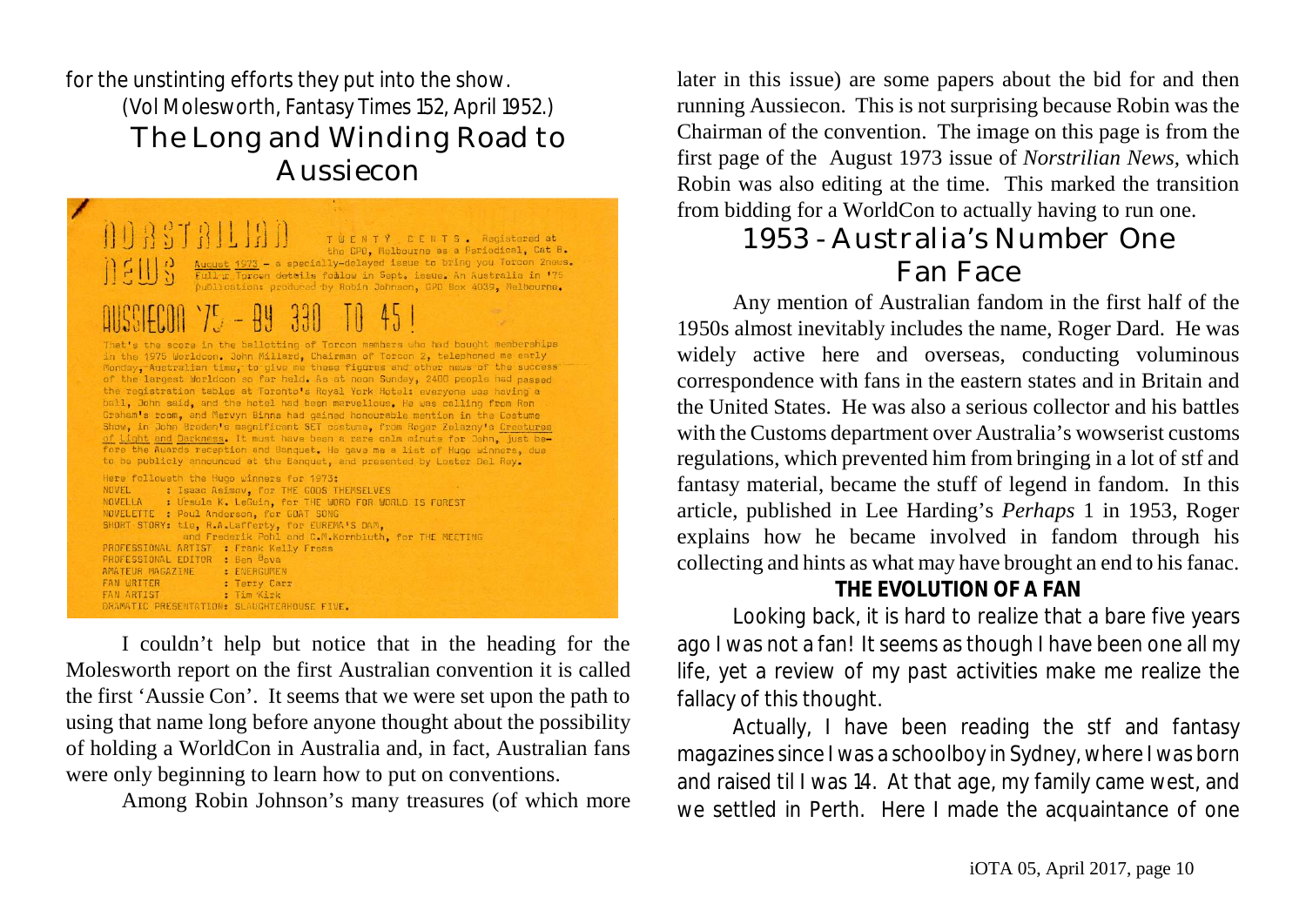for the unstinting efforts they put into the show.

(Vol Molesworth, Fantasy Times 152, April 1952.)

## The Long and Winding Road to Aussiecon

NORSTRILIAN NEWS — TWENTY CENTS. Registered at the GPO, Melbourne as a Periodical, Cat B. August 1973 – a specially-delayed issue to bring you Torcon 2news. Fuller Torcon details follow in Sept. issue. An Australia in '75 publication: produced by Robin Johnson, GPO Box 4039, Melbourne.

AUSSIECON '75 – BY 330 TO 45!

That's the score in the balloting of Torcon members who had bought memberships in the 1975 Worldcon. John Millard, Chairman of Torcon 2, telephoned me early Monday, Australian time, to give me these figures and other news of the success of the largest Worldcon so far held. As at noon Sunday, 2400 people had passed the registration tables at Toronto's Royal York Hotel: everyone was having a ball, John said, and the hotel had been marvellous. He was calling from Ron Graham's room, and Mervyn Binns had gained honourable mention in the Costume Show, in John Breden's magnificent SET costume, from Roger Zelazny's Creatures of Light and Darkness. It must have been a rare calm minute for John, just before the Awards reception and Banquet. He gave me a list of Hugo winners, due to be publicly announced at the Banquet, and presented by Lester Del Rey.

Here followeth the Hugo winners for 1973:

NOVEL : Isaac Asimov, for THE GODS THEMSELVES
NOVELLA : Ursula K. LeGuin, for THE WORD FOR WORLD IS FOREST
NOVELETTE : Poul Anderson, for GOAT SONG
SHORT STORY: tie, R.A.Lafferty, for EUREMA'S DAM, and Frederik Pohl and C.M.Kornbluth, for THE MEETING
PROFESSIONAL ARTIST : Frank Kelly Freas
PROFESSIONAL EDITOR : Ben Bova
AMATEUR MAGAZINE : ENERGUMEN
FAN WRITER : Terry Carr
FAN ARTIST : Tim Kirk
DRAMATIC PRESENTATION: SLAUGHTERHOUSE FIVE.

I couldn't help but notice that in the heading for the Molesworth report on the first Australian convention it is called the first 'Aussie Con'. It seems that we were set upon the path to using that name long before anyone thought about the possibility of holding a WorldCon in Australia and, in fact, Australian fans were only beginning to learn how to put on conventions.

Among Robin Johnson's many treasures (of which more later in this issue) are some papers about the bid for and then running Aussiecon. This is not surprising because Robin was the Chairman of the convention. The image on this page is from the first page of the August 1973 issue of *Norstrilian News*, which Robin was also editing at the time. This marked the transition from bidding for a WorldCon to actually having to run one.

## 1953 - Australia's Number One Fan Face

Any mention of Australian fandom in the first half of the 1950s almost inevitably includes the name, Roger Dard. He was widely active here and overseas, conducting voluminous correspondence with fans in the eastern states and in Britain and the United States. He was also a serious collector and his battles with the Customs department over Australia's wowserist customs regulations, which prevented him from bringing in a lot of stf and fantasy material, became the stuff of legend in fandom. In this article, published in Lee Harding's *Perhaps* 1 in 1953, Roger explains how he became involved in fandom through his collecting and hints as what may have brought an end to his fanac.

### THE EVOLUTION OF A FAN

Looking back, it is hard to realize that a bare five years ago I was not a fan! It seems as though I have been one all my life, yet a review of my past activities make me realize the fallacy of this thought.

Actually, I have been reading the stf and fantasy magazines since I was a schoolboy in Sydney, where I was born and raised til I was 14. At that age, my family came west, and we settled in Perth. Here I made the acquaintance of one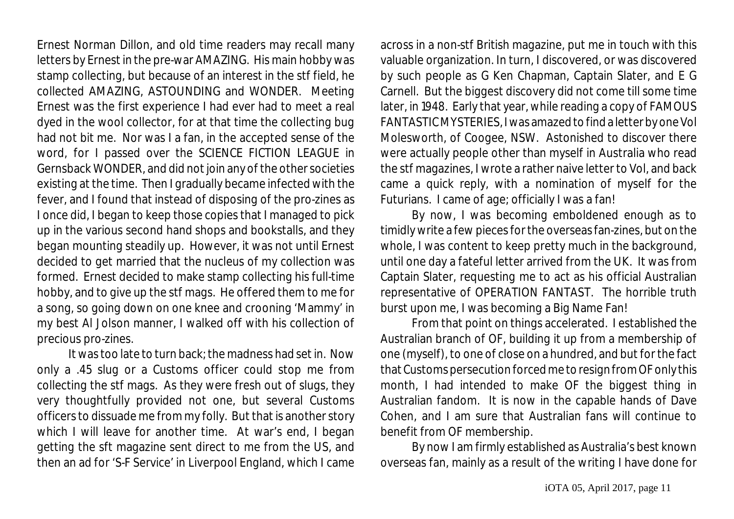Ernest Norman Dillon, and old time readers may recall many letters by Ernest in the pre-war AMAZING. His main hobby was stamp collecting, but because of an interest in the stf field, he collected AMAZING, ASTOUNDING and WONDER. Meeting Ernest was the first experience I had ever had to meet a real dyed in the wool collector, for at that time the collecting bug had not bit me. Nor was I a fan, in the accepted sense of the word, for I passed over the SCIENCE FICTION LEAGUE in Gernsback WONDER, and did not join any of the other societies existing at the time. Then I gradually became infected with the fever, and I found that instead of disposing of the pro-zines as I once did, I began to keep those copies that I managed to pick up in the various second hand shops and bookstalls, and they began mounting steadily up. However, it was not until Ernest decided to get married that the nucleus of my collection was formed. Ernest decided to make stamp collecting his full-time hobby, and to give up the stf mags. He offered them to me for a song, so going down on one knee and crooning 'Mammy' in my best Al Jolson manner, I walked off with his collection of precious pro-zines.

It was too late to turn back; the madness had set in. Now only a .45 slug or a Customs officer could stop me from collecting the stf mags. As they were fresh out of slugs, they very thoughtfully provided not one, but several Customs officers to dissuade me from my folly. But that is another story which I will leave for another time. At war's end, I began getting the sft magazine sent direct to me from the US, and then an ad for 'S-F Service' in Liverpool England, which I came across in a non-stf British magazine, put me in touch with this valuable organization. In turn, I discovered, or was discovered by such people as G Ken Chapman, Captain Slater, and E G Carnell. But the biggest discovery did not come till some time later, in 1948. Early that year, while reading a copy of FAMOUS FANTASTIC MYSTERIES, I was amazed to find a letter by one Vol Molesworth, of Coogee, NSW. Astonished to discover there were actually people other than myself in Australia who read the stf magazines, I wrote a rather naive letter to Vol, and back came a quick reply, with a nomination of myself for the Futurians. I came of age; officially I was a fan!

By now, I was becoming emboldened enough as to timidly write a few pieces for the overseas fan-zines, but on the whole, I was content to keep pretty much in the background, until one day a fateful letter arrived from the UK. It was from Captain Slater, requesting me to act as his official Australian representative of OPERATION FANTAST. The horrible truth burst upon me, I was becoming a Big Name Fan!

From that point on things accelerated. I established the Australian branch of OF, building it up from a membership of one (myself), to one of close on a hundred, and but for the fact that Customs persecution forced me to resign from OF only this month, I had intended to make OF the biggest thing in Australian fandom. It is now in the capable hands of Dave Cohen, and I am sure that Australian fans will continue to benefit from OF membership.

By now I am firmly established as Australia's best known overseas fan, mainly as a result of the writing I have done for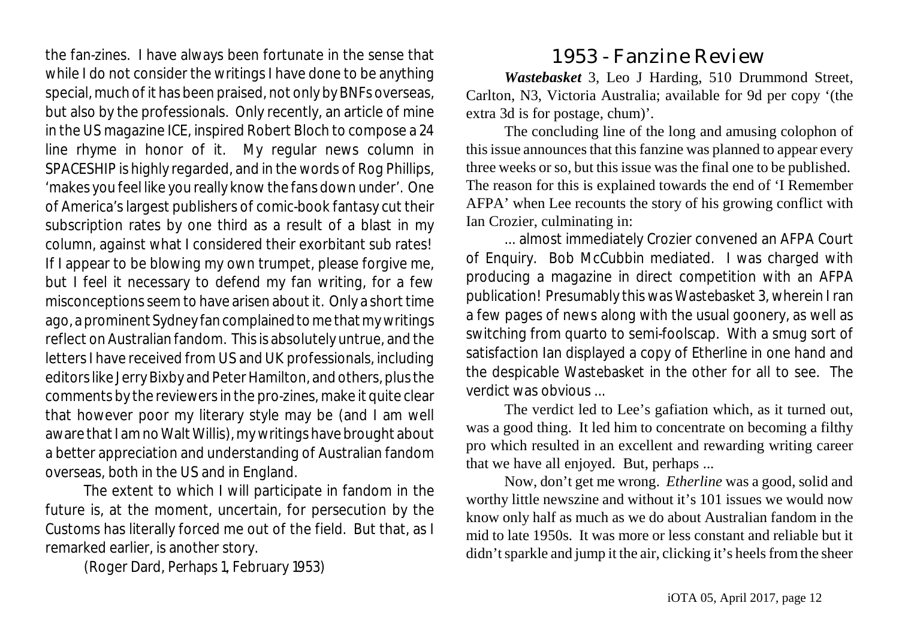the fan-zines. I have always been fortunate in the sense that while I do not consider the writings I have done to be anything special, much of it has been praised, not only by BNFs overseas, but also by the professionals. Only recently, an article of mine in the US magazine ICE, inspired Robert Bloch to compose a 24 line rhyme in honor of it. My regular news column in SPACESHIP is highly regarded, and in the words of Rog Phillips, 'makes you feel like you really know the fans down under'. One of America's largest publishers of comic-book fantasy cut their subscription rates by one third as a result of a blast in my column, against what I considered their exorbitant sub rates! If I appear to be blowing my own trumpet, please forgive me, but I feel it necessary to defend my fan writing, for a few misconceptions seem to have arisen about it. Only a short time ago, a prominent Sydney fan complained to me that my writings reflect on Australian fandom. This is absolutely untrue, and the letters I have received from US and UK professionals, including editors like Jerry Bixby and Peter Hamilton, and others, plus the comments by the reviewers in the pro-zines, make it quite clear that however poor my literary style may be (and I am well aware that I am no Walt Willis), my writings have brought about a better appreciation and understanding of Australian fandom overseas, both in the US and in England.

The extent to which I will participate in fandom in the future is, at the moment, uncertain, for persecution by the Customs has literally forced me out of the field. But that, as I remarked earlier, is another story.

(Roger Dard, Perhaps 1, February 1953)

## 1953 - Fanzine Review

***Wastebasket*** 3, Leo J Harding, 510 Drummond Street, Carlton, N3, Victoria Australia; available for 9d per copy '(the extra 3d is for postage, chum)'.

The concluding line of the long and amusing colophon of this issue announces that this fanzine was planned to appear every three weeks or so, but this issue was the final one to be published. The reason for this is explained towards the end of 'I Remember AFPA' when Lee recounts the story of his growing conflict with Ian Crozier, culminating in:

... almost immediately Crozier convened an AFPA Court of Enquiry. Bob McCubbin mediated. I was charged with producing a magazine in direct competition with an AFPA publication! Presumably this was Wastebasket 3, wherein I ran a few pages of news along with the usual goonery, as well as switching from quarto to semi-foolscap. With a smug sort of satisfaction Ian displayed a copy of Etherline in one hand and the despicable Wastebasket in the other for all to see. The verdict was obvious ...

The verdict led to Lee's gafiation which, as it turned out, was a good thing. It led him to concentrate on becoming a filthy pro which resulted in an excellent and rewarding writing career that we have all enjoyed. But, perhaps ...

Now, don't get me wrong. *Etherline* was a good, solid and worthy little newszine and without it's 101 issues we would now know only half as much as we do about Australian fandom in the mid to late 1950s. It was more or less constant and reliable but it didn't sparkle and jump it the air, clicking it's heels from the sheer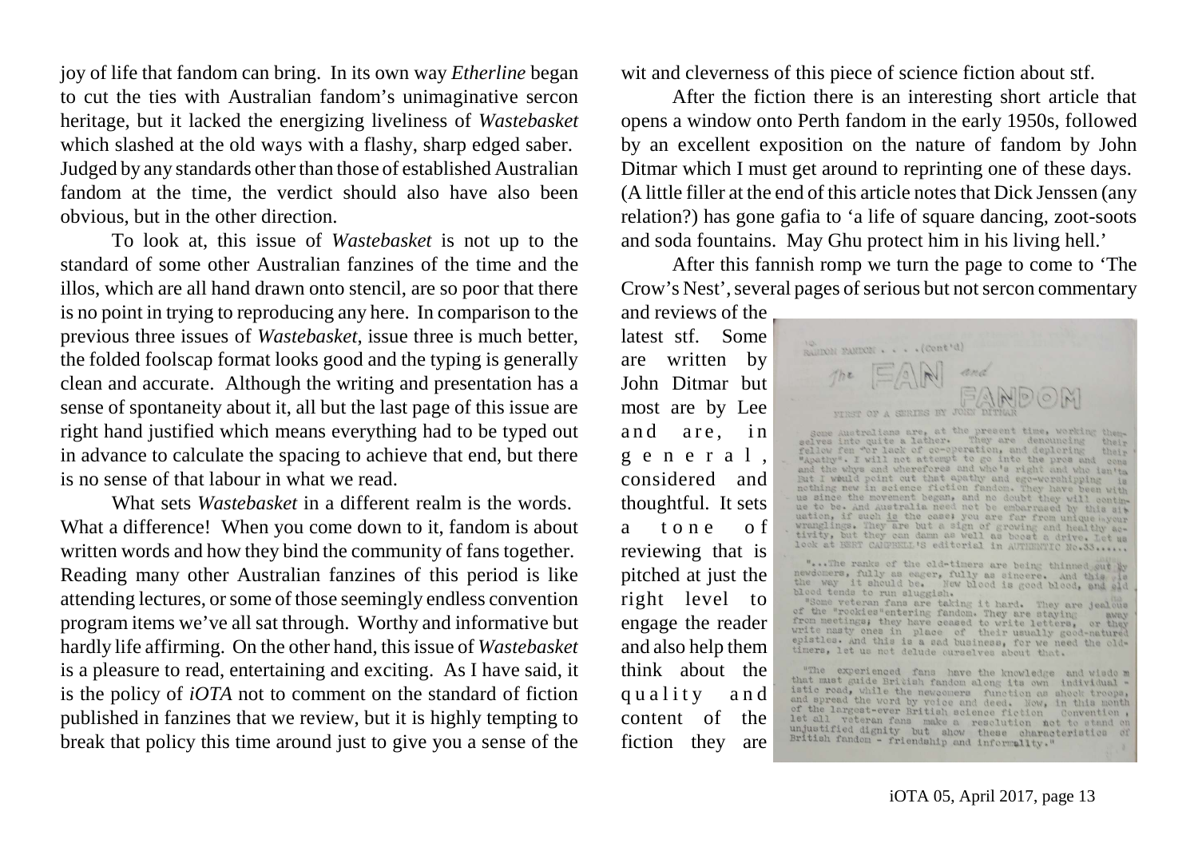joy of life that fandom can bring. In its own way *Etherline* began to cut the ties with Australian fandom's unimaginative sercon heritage, but it lacked the energizing liveliness of *Wastebasket* which slashed at the old ways with a flashy, sharp edged saber. Judged by any standards other than those of established Australian fandom at the time, the verdict should also have also been obvious, but in the other direction.

To look at, this issue of *Wastebasket* is not up to the standard of some other Australian fanzines of the time and the illos, which are all hand drawn onto stencil, are so poor that there is no point in trying to reproducing any here. In comparison to the previous three issues of *Wastebasket*, issue three is much better, the folded foolscap format looks good and the typing is generally clean and accurate. Although the writing and presentation has a sense of spontaneity about it, all but the last page of this issue are right hand justified which means everything had to be typed out in advance to calculate the spacing to achieve that end, but there is no sense of that labour in what we read.

What sets *Wastebasket* in a different realm is the words. What a difference! When you come down to it, fandom is about written words and how they bind the community of fans together. Reading many other Australian fanzines of this period is like attending lectures, or some of those seemingly endless convention program items we've all sat through. Worthy and informative but hardly life affirming. On the other hand, this issue of *Wastebasket* is a pleasure to read, entertaining and exciting. As I have said, it is the policy of *iOTA* not to comment on the standard of fiction published in fanzines that we review, but it is highly tempting to break that policy this time around just to give you a sense of the wit and cleverness of this piece of science fiction about stf.

After the fiction there is an interesting short article that opens a window onto Perth fandom in the early 1950s, followed by an excellent exposition on the nature of fandom by John Ditmar which I must get around to reprinting one of these days. (A little filler at the end of this article notes that Dick Jenssen (any relation?) has gone gafia to 'a life of square dancing, zoot-soots and soda fountains. May Ghu protect him in his living hell.'

After this fannish romp we turn the page to come to 'The Crow's Nest', several pages of serious but not sercon commentary and reviews of the latest stf. Some are written by John Ditmar but most are by Lee and are, in general, considered and thoughtful. It sets a tone of reviewing that is pitched at just the right level to engage the reader and also help them think about the quality and content of the fiction they are

> SAXTON FANDOM . . . . (Cont'd)
>
> **The FAN and FANDOM**
>
> FIRST OF A SERIES BY JOHN DITMAR
>
> Some Australians are, at the present time, working themselves into quite a lather. They are denouncing their fellow fen "for lack of co-operation, and deploring their "Apathy". I will not attempt to go into the pros and cons and the whys and wherefores and who's right and who isn't. But I would point out that apathy and ego-worshipping is nothing new in science fiction fandom. They have been with us since the movement began, and no doubt they will continue to be. And Australia need not be embarrassed by this situation, if such is the case: you are far from unique in your wranglings. They are but a sign of growing and healthy activity, but they can damn as well as boost a drive. Let us look at BERT CAMPBELL'S editorial in AUTHENTIC No.33......
>
> "...The ranks of the old-timers are being thinned out by newcomers, fully as eager, fully as sincere. And this is the way it should be. New blood is good blood, and old blood tends to run sluggish.
>
> "Some veteran fans are taking it hard. They are jealous of the "rookies" entering fandom. They are staying away from meetings; they have ceased to write letters, or they write nasty ones in place of their usually good-natured epistles. And this is a sad business, for we need the old-timers, let us not delude ourselves about that.
>
> "The experienced fans have the knowledge and wisdom that must guide British fandom along its own individualistic road, while the newcomers function as shock troops, and spread the word by voice and deed. Now, in this month of the largest-ever British science fiction Convention, let all veteran fans make a resolution not to stand on unjustified dignity but show these characteristics of British fandom - friendship and informality."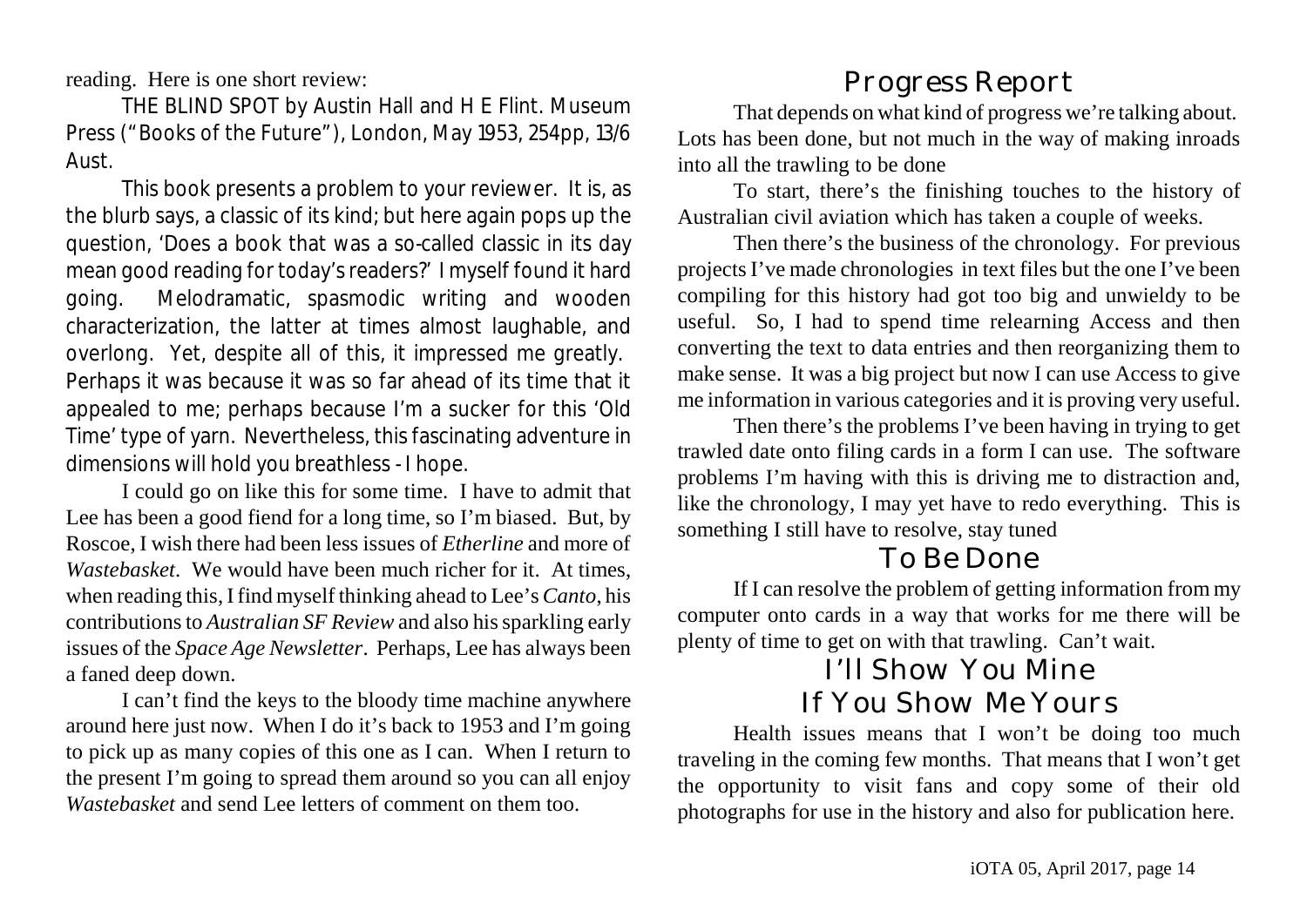reading. Here is one short review:

THE BLIND SPOT by Austin Hall and H E Flint. Museum Press ("Books of the Future"), London, May 1953, 254pp, 13/6 Aust.

This book presents a problem to your reviewer. It is, as the blurb says, a classic of its kind; but here again pops up the question, 'Does a book that was a so-called classic in its day mean good reading for today's readers?' I myself found it hard going. Melodramatic, spasmodic writing and wooden characterization, the latter at times almost laughable, and overlong. Yet, despite all of this, it impressed me greatly. Perhaps it was because it was so far ahead of its time that it appealed to me; perhaps because I'm a sucker for this 'Old Time' type of yarn. Nevertheless, this fascinating adventure in dimensions will hold you breathless - I hope.

I could go on like this for some time. I have to admit that Lee has been a good fiend for a long time, so I'm biased. But, by Roscoe, I wish there had been less issues of *Etherline* and more of *Wastebasket*. We would have been much richer for it. At times, when reading this, I find myself thinking ahead to Lee's *Canto*, his contributions to *Australian SF Review* and also his sparkling early issues of the *Space Age Newsletter*. Perhaps, Lee has always been a faned deep down.

I can't find the keys to the bloody time machine anywhere around here just now. When I do it's back to 1953 and I'm going to pick up as many copies of this one as I can. When I return to the present I'm going to spread them around so you can all enjoy *Wastebasket* and send Lee letters of comment on them too.

## Progress Report

That depends on what kind of progress we're talking about. Lots has been done, but not much in the way of making inroads into all the trawling to be done

To start, there's the finishing touches to the history of Australian civil aviation which has taken a couple of weeks.

Then there's the business of the chronology. For previous projects I've made chronologies in text files but the one I've been compiling for this history had got too big and unwieldy to be useful. So, I had to spend time relearning Access and then converting the text to data entries and then reorganizing them to make sense. It was a big project but now I can use Access to give me information in various categories and it is proving very useful.

Then there's the problems I've been having in trying to get trawled date onto filing cards in a form I can use. The software problems I'm having with this is driving me to distraction and, like the chronology, I may yet have to redo everything. This is something I still have to resolve, stay tuned

## To Be Done

If I can resolve the problem of getting information from my computer onto cards in a way that works for me there will be plenty of time to get on with that trawling. Can't wait.

## I'll Show You Mine If You Show Me Yours

Health issues means that I won't be doing too much traveling in the coming few months. That means that I won't get the opportunity to visit fans and copy some of their old photographs for use in the history and also for publication here.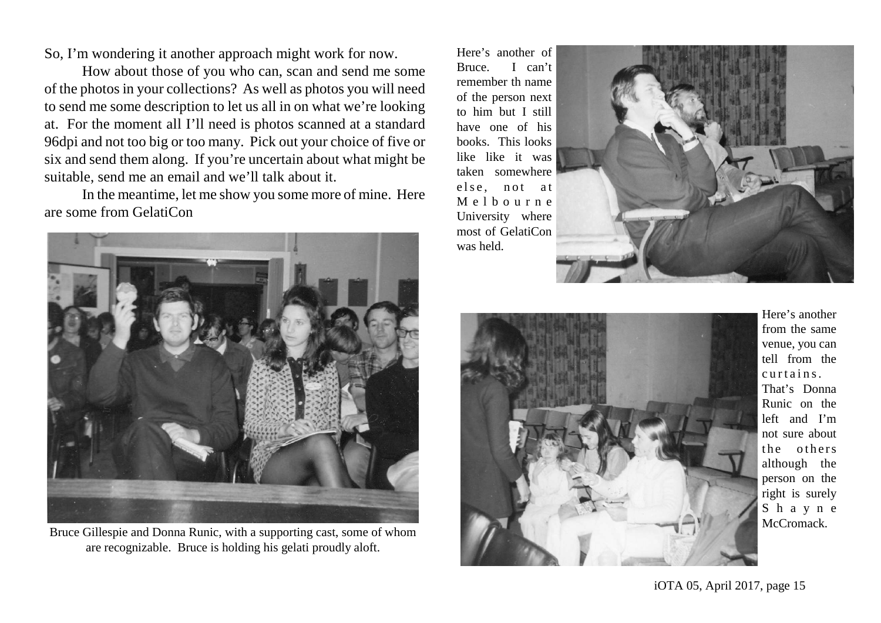So, I'm wondering it another approach might work for now.

How about those of you who can, scan and send me some of the photos in your collections? As well as photos you will need to send me some description to let us all in on what we're looking at. For the moment all I'll need is photos scanned at a standard 96dpi and not too big or too many. Pick out your choice of five or six and send them along. If you're uncertain about what might be suitable, send me an email and we'll talk about it.

In the meantime, let me show you some more of mine. Here are some from GelatiCon

Bruce Gillespie and Donna Runic, with a supporting cast, some of whom are recognizable. Bruce is holding his gelati proudly aloft.

Here's another of Bruce. I can't remember th name of the person next to him but I still have one of his books. This looks like like it was taken somewhere else, not at Melbourne University where most of GelatiCon was held.

Here's another from the same venue, you can tell from the curtains. That's Donna Runic on the left and I'm not sure about the others although the person on the right is surely Shayne McCromack.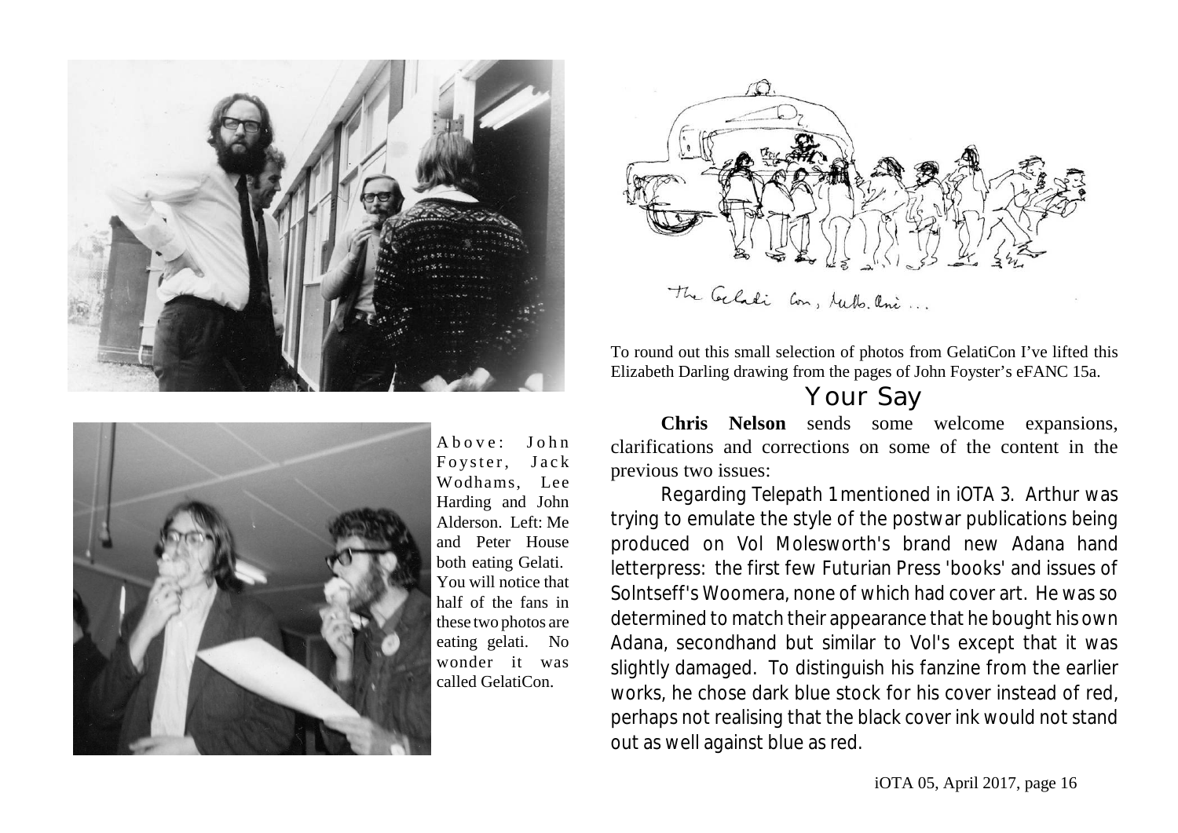Above: John Foyster, Jack Wodhams, Lee Harding and John Alderson. Left: Me and Peter House both eating Gelati. You will notice that half of the fans in these two photos are eating gelati. No wonder it was called GelatiCon.

The Gelati Con, Melb. Uni ...

To round out this small selection of photos from GelatiCon I've lifted this Elizabeth Darling drawing from the pages of John Foyster's eFANC 15a.

## Your Say

**Chris Nelson** sends some welcome expansions, clarifications and corrections on some of the content in the previous two issues:

Regarding Telepath 1 mentioned in iOTA 3. Arthur was trying to emulate the style of the postwar publications being produced on Vol Molesworth's brand new Adana hand letterpress: the first few Futurian Press 'books' and issues of Solntseff's Woomera, none of which had cover art. He was so determined to match their appearance that he bought his own Adana, secondhand but similar to Vol's except that it was slightly damaged. To distinguish his fanzine from the earlier works, he chose dark blue stock for his cover instead of red, perhaps not realising that the black cover ink would not stand out as well against blue as red.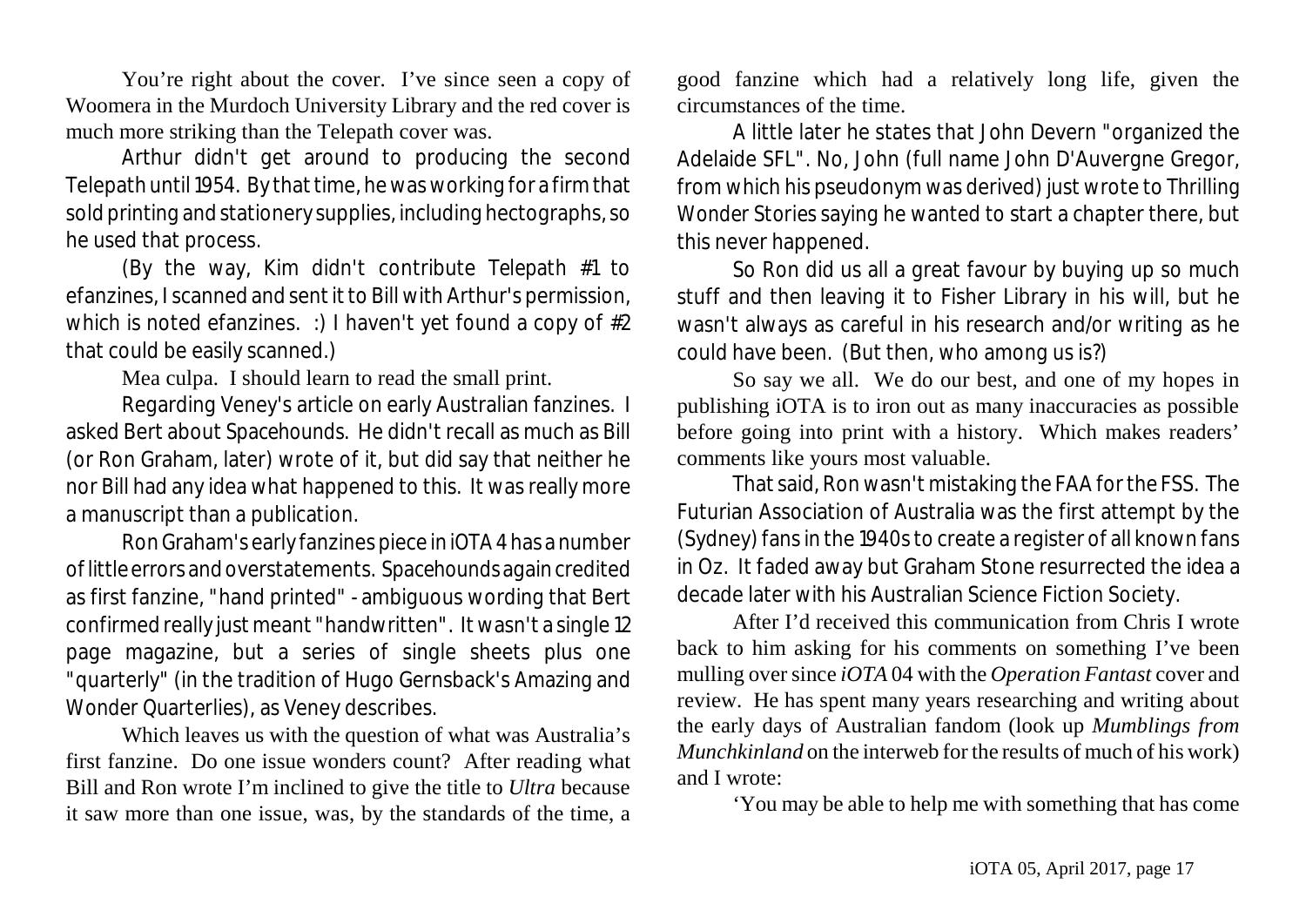You're right about the cover. I've since seen a copy of Woomera in the Murdoch University Library and the red cover is much more striking than the Telepath cover was.

Arthur didn't get around to producing the second Telepath until 1954. By that time, he was working for a firm that sold printing and stationery supplies, including hectographs, so he used that process.

(By the way, Kim didn't contribute Telepath #1 to efanzines, I scanned and sent it to Bill with Arthur's permission, which is noted efanzines. :) I haven't yet found a copy of #2 that could be easily scanned.)

Mea culpa. I should learn to read the small print.

Regarding Veney's article on early Australian fanzines. I asked Bert about Spacehounds. He didn't recall as much as Bill (or Ron Graham, later) wrote of it, but did say that neither he nor Bill had any idea what happened to this. It was really more a manuscript than a publication.

Ron Graham's early fanzines piece in iOTA 4 has a number of little errors and overstatements. Spacehounds again credited as first fanzine, "hand printed" - ambiguous wording that Bert confirmed really just meant "handwritten". It wasn't a single 12 page magazine, but a series of single sheets plus one "quarterly" (in the tradition of Hugo Gernsback's Amazing and Wonder Quarterlies), as Veney describes.

Which leaves us with the question of what was Australia's first fanzine. Do one issue wonders count? After reading what Bill and Ron wrote I'm inclined to give the title to *Ultra* because it saw more than one issue, was, by the standards of the time, a good fanzine which had a relatively long life, given the circumstances of the time.

A little later he states that John Devern "organized the Adelaide SFL". No, John (full name John D'Auvergne Gregor, from which his pseudonym was derived) just wrote to Thrilling Wonder Stories saying he wanted to start a chapter there, but this never happened.

So Ron did us all a great favour by buying up so much stuff and then leaving it to Fisher Library in his will, but he wasn't always as careful in his research and/or writing as he could have been. (But then, who among us is?)

So say we all. We do our best, and one of my hopes in publishing iOTA is to iron out as many inaccuracies as possible before going into print with a history. Which makes readers' comments like yours most valuable.

That said, Ron wasn't mistaking the FAA for the FSS. The Futurian Association of Australia was the first attempt by the (Sydney) fans in the 1940s to create a register of all known fans in Oz. It faded away but Graham Stone resurrected the idea a decade later with his Australian Science Fiction Society.

After I'd received this communication from Chris I wrote back to him asking for his comments on something I've been mulling over since *iOTA* 04 with the *Operation Fantast* cover and review. He has spent many years researching and writing about the early days of Australian fandom (look up *Mumblings from Munchkinland* on the interweb for the results of much of his work) and I wrote:

'You may be able to help me with something that has come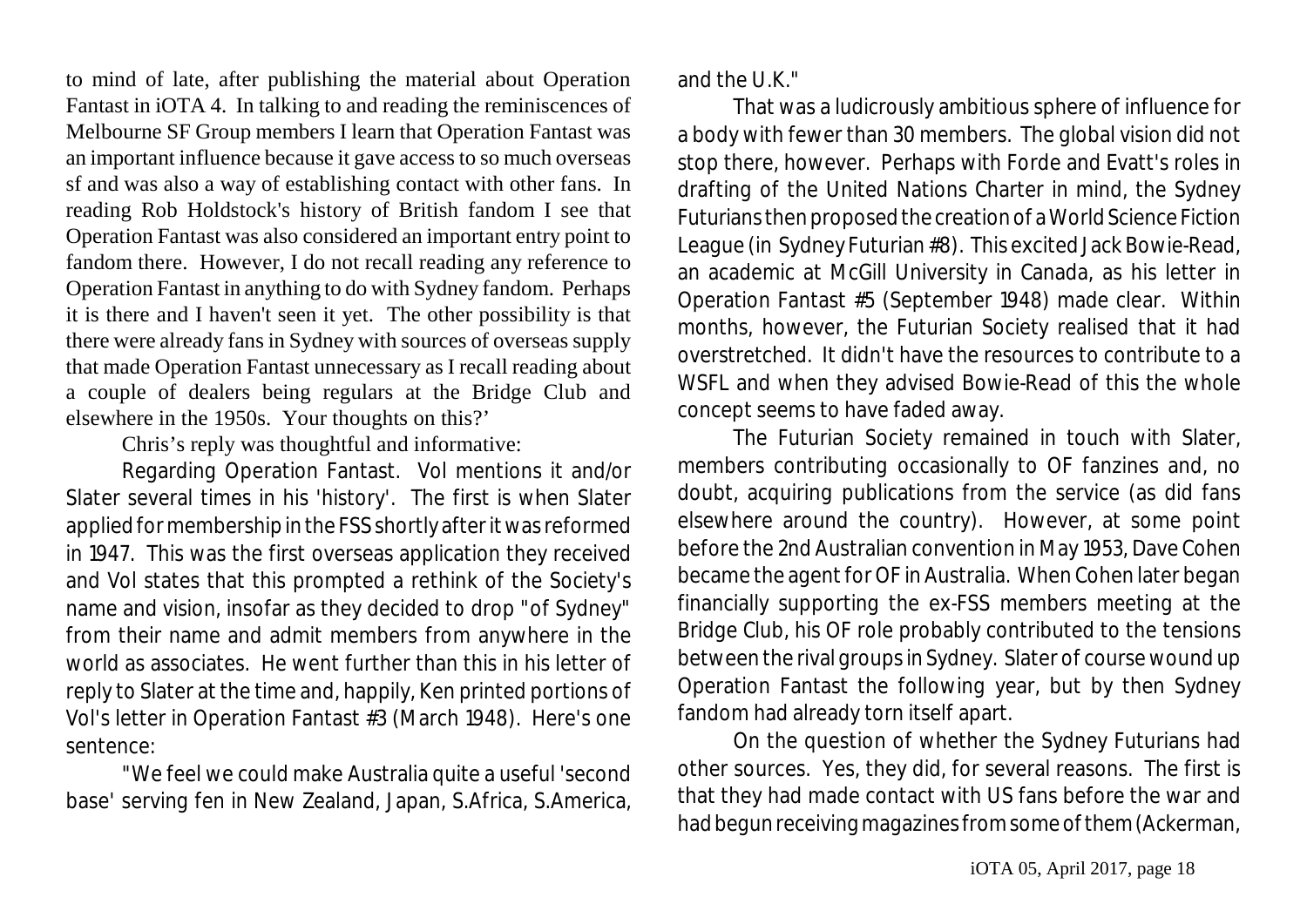to mind of late, after publishing the material about Operation Fantast in iOTA 4. In talking to and reading the reminiscences of Melbourne SF Group members I learn that Operation Fantast was an important influence because it gave access to so much overseas sf and was also a way of establishing contact with other fans. In reading Rob Holdstock's history of British fandom I see that Operation Fantast was also considered an important entry point to fandom there. However, I do not recall reading any reference to Operation Fantast in anything to do with Sydney fandom. Perhaps it is there and I haven't seen it yet. The other possibility is that there were already fans in Sydney with sources of overseas supply that made Operation Fantast unnecessary as I recall reading about a couple of dealers being regulars at the Bridge Club and elsewhere in the 1950s. Your thoughts on this?'

Chris's reply was thoughtful and informative:

Regarding Operation Fantast. Vol mentions it and/or Slater several times in his 'history'. The first is when Slater applied for membership in the FSS shortly after it was reformed in 1947. This was the first overseas application they received and Vol states that this prompted a rethink of the Society's name and vision, insofar as they decided to drop "of Sydney" from their name and admit members from anywhere in the world as associates. He went further than this in his letter of reply to Slater at the time and, happily, Ken printed portions of Vol's letter in Operation Fantast #3 (March 1948). Here's one sentence:

"We feel we could make Australia quite a useful 'second base' serving fen in New Zealand, Japan, S.Africa, S.America, and the U.K."

That was a ludicrously ambitious sphere of influence for a body with fewer than 30 members. The global vision did not stop there, however. Perhaps with Forde and Evatt's roles in drafting of the United Nations Charter in mind, the Sydney Futurians then proposed the creation of a World Science Fiction League (in Sydney Futurian #8). This excited Jack Bowie-Read, an academic at McGill University in Canada, as his letter in Operation Fantast #5 (September 1948) made clear. Within months, however, the Futurian Society realised that it had overstretched. It didn't have the resources to contribute to a WSFL and when they advised Bowie-Read of this the whole concept seems to have faded away.

The Futurian Society remained in touch with Slater, members contributing occasionally to OF fanzines and, no doubt, acquiring publications from the service (as did fans elsewhere around the country). However, at some point before the 2nd Australian convention in May 1953, Dave Cohen became the agent for OF in Australia. When Cohen later began financially supporting the ex-FSS members meeting at the Bridge Club, his OF role probably contributed to the tensions between the rival groups in Sydney. Slater of course wound up Operation Fantast the following year, but by then Sydney fandom had already torn itself apart.

On the question of whether the Sydney Futurians had other sources. Yes, they did, for several reasons. The first is that they had made contact with US fans before the war and had begun receiving magazines from some of them (Ackerman,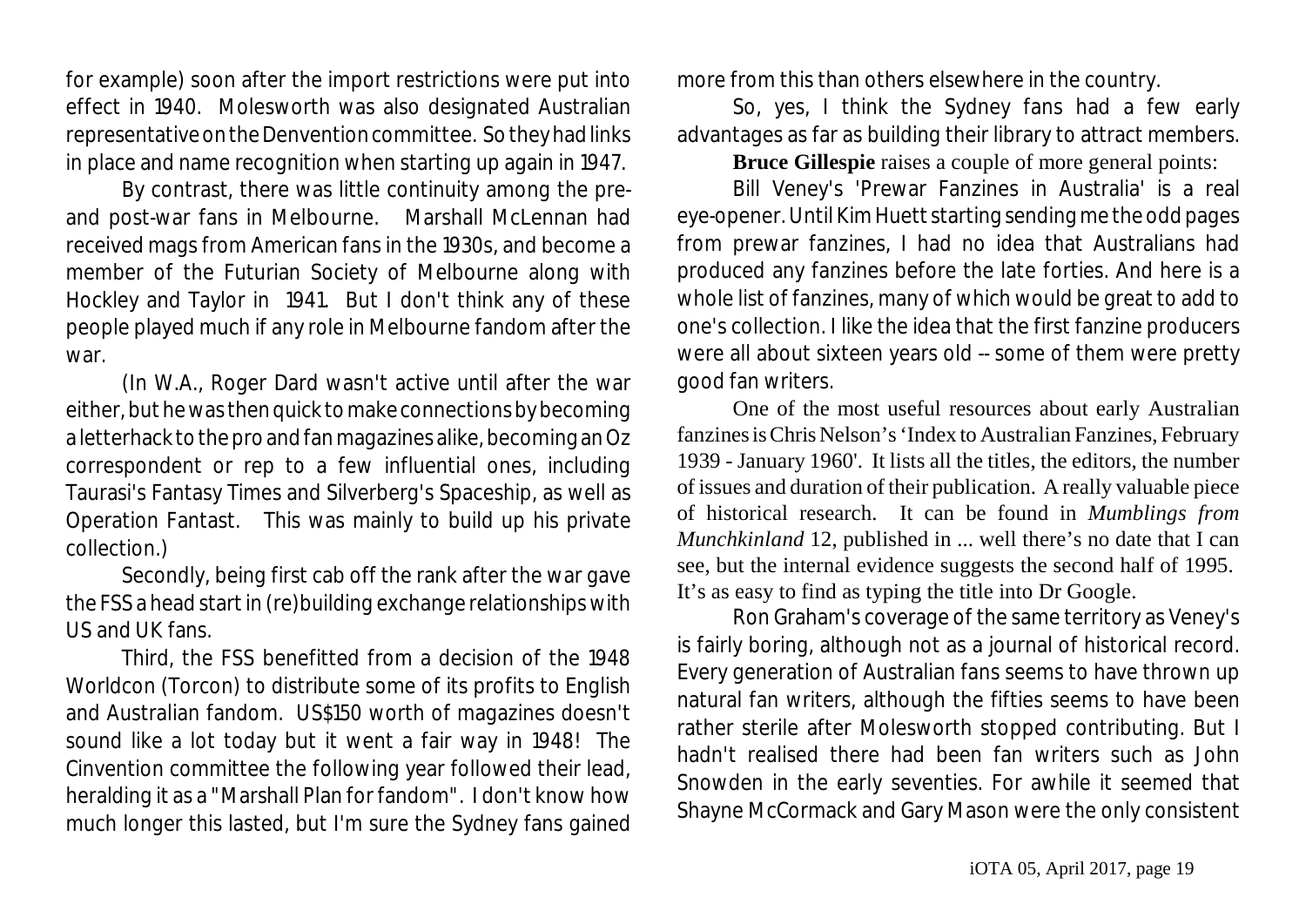for example) soon after the import restrictions were put into effect in 1940. Molesworth was also designated Australian representative on the Denvention committee. So they had links in place and name recognition when starting up again in 1947.

By contrast, there was little continuity among the pre- and post-war fans in Melbourne. Marshall McLennan had received mags from American fans in the 1930s, and become a member of the Futurian Society of Melbourne along with Hockley and Taylor in 1941. But I don't think any of these people played much if any role in Melbourne fandom after the war.

(In W.A., Roger Dard wasn't active until after the war either, but he was then quick to make connections by becoming a letterhack to the pro and fan magazines alike, becoming an Oz correspondent or rep to a few influential ones, including Taurasi's Fantasy Times and Silverberg's Spaceship, as well as Operation Fantast. This was mainly to build up his private collection.)

Secondly, being first cab off the rank after the war gave the FSS a head start in (re)building exchange relationships with US and UK fans.

Third, the FSS benefitted from a decision of the 1948 Worldcon (Torcon) to distribute some of its profits to English and Australian fandom. US$150 worth of magazines doesn't sound like a lot today but it went a fair way in 1948! The Cinvention committee the following year followed their lead, heralding it as a "Marshall Plan for fandom". I don't know how much longer this lasted, but I'm sure the Sydney fans gained more from this than others elsewhere in the country.

So, yes, I think the Sydney fans had a few early advantages as far as building their library to attract members.

**Bruce Gillespie** raises a couple of more general points:

Bill Veney's 'Prewar Fanzines in Australia' is a real eye-opener. Until Kim Huett starting sending me the odd pages from prewar fanzines, I had no idea that Australians had produced any fanzines before the late forties. And here is a whole list of fanzines, many of which would be great to add to one's collection. I like the idea that the first fanzine producers were all about sixteen years old -- some of them were pretty good fan writers.

One of the most useful resources about early Australian fanzines is Chris Nelson's 'Index to Australian Fanzines, February 1939 - January 1960'. It lists all the titles, the editors, the number of issues and duration of their publication. A really valuable piece of historical research. It can be found in *Mumblings from Munchkinland* 12, published in ... well there's no date that I can see, but the internal evidence suggests the second half of 1995. It's as easy to find as typing the title into Dr Google.

Ron Graham's coverage of the same territory as Veney's is fairly boring, although not as a journal of historical record. Every generation of Australian fans seems to have thrown up natural fan writers, although the fifties seems to have been rather sterile after Molesworth stopped contributing. But I hadn't realised there had been fan writers such as John Snowden in the early seventies. For awhile it seemed that Shayne McCormack and Gary Mason were the only consistent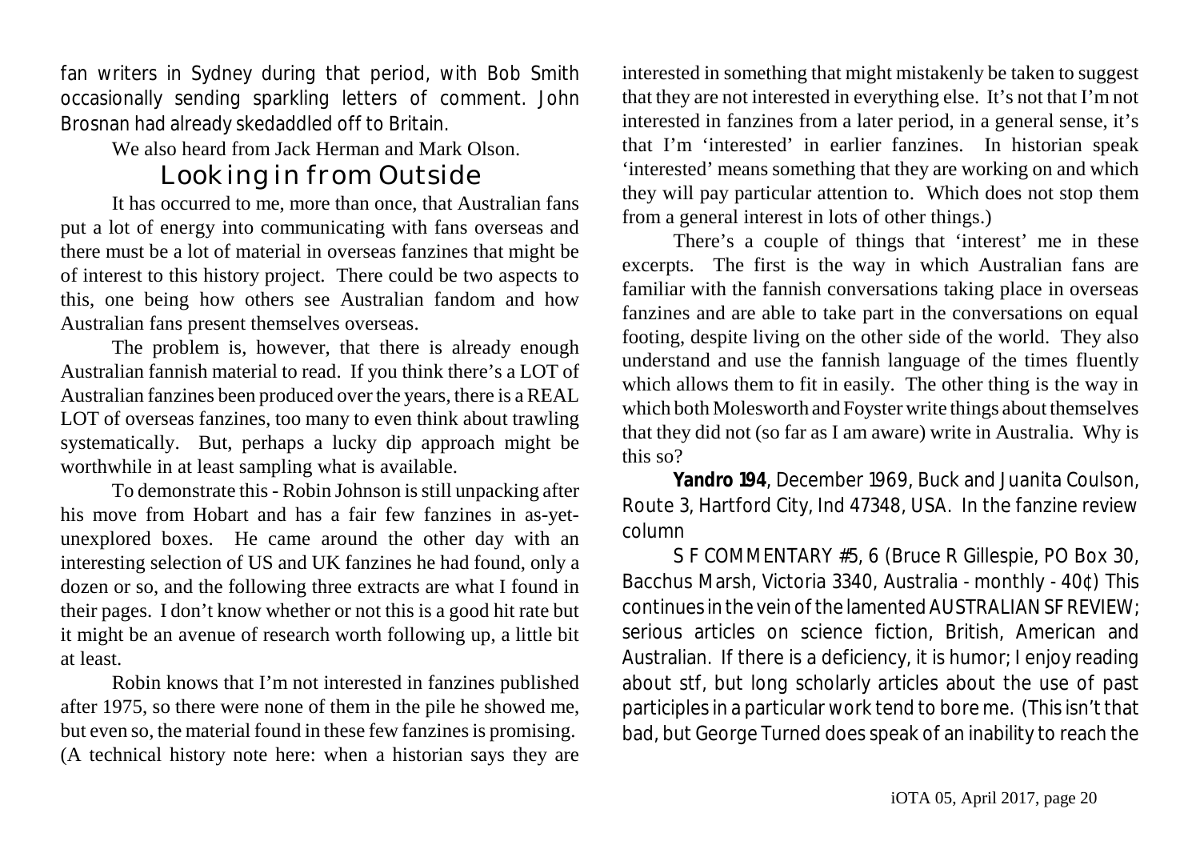fan writers in Sydney during that period, with Bob Smith occasionally sending sparkling letters of comment. John Brosnan had already skedaddled off to Britain.

We also heard from Jack Herman and Mark Olson.

## Looking in from Outside

It has occurred to me, more than once, that Australian fans put a lot of energy into communicating with fans overseas and there must be a lot of material in overseas fanzines that might be of interest to this history project. There could be two aspects to this, one being how others see Australian fandom and how Australian fans present themselves overseas.

The problem is, however, that there is already enough Australian fannish material to read. If you think there's a LOT of Australian fanzines been produced over the years, there is a REAL LOT of overseas fanzines, too many to even think about trawling systematically. But, perhaps a lucky dip approach might be worthwhile in at least sampling what is available.

To demonstrate this - Robin Johnson is still unpacking after his move from Hobart and has a fair few fanzines in as-yet-unexplored boxes. He came around the other day with an interesting selection of US and UK fanzines he had found, only a dozen or so, and the following three extracts are what I found in their pages. I don't know whether or not this is a good hit rate but it might be an avenue of research worth following up, a little bit at least.

Robin knows that I'm not interested in fanzines published after 1975, so there were none of them in the pile he showed me, but even so, the material found in these few fanzines is promising. (A technical history note here: when a historian says they are interested in something that might mistakenly be taken to suggest that they are not interested in everything else. It's not that I'm not interested in fanzines from a later period, in a general sense, it's that I'm 'interested' in earlier fanzines. In historian speak 'interested' means something that they are working on and which they will pay particular attention to. Which does not stop them from a general interest in lots of other things.)

There's a couple of things that 'interest' me in these excerpts. The first is the way in which Australian fans are familiar with the fannish conversations taking place in overseas fanzines and are able to take part in the conversations on equal footing, despite living on the other side of the world. They also understand and use the fannish language of the times fluently which allows them to fit in easily. The other thing is the way in which both Molesworth and Foyster write things about themselves that they did not (so far as I am aware) write in Australia. Why is this so?

**Yandro 194**, December 1969, Buck and Juanita Coulson, Route 3, Hartford City, Ind 47348, USA. In the fanzine review column

S F COMMENTARY #5, 6 (Bruce R Gillespie, PO Box 30, Bacchus Marsh, Victoria 3340, Australia - monthly - 40¢) This continues in the vein of the lamented AUSTRALIAN SF REVIEW; serious articles on science fiction, British, American and Australian. If there is a deficiency, it is humor; I enjoy reading about stf, but long scholarly articles about the use of past participles in a particular work tend to bore me. (This isn't that bad, but George Turned does speak of an inability to reach the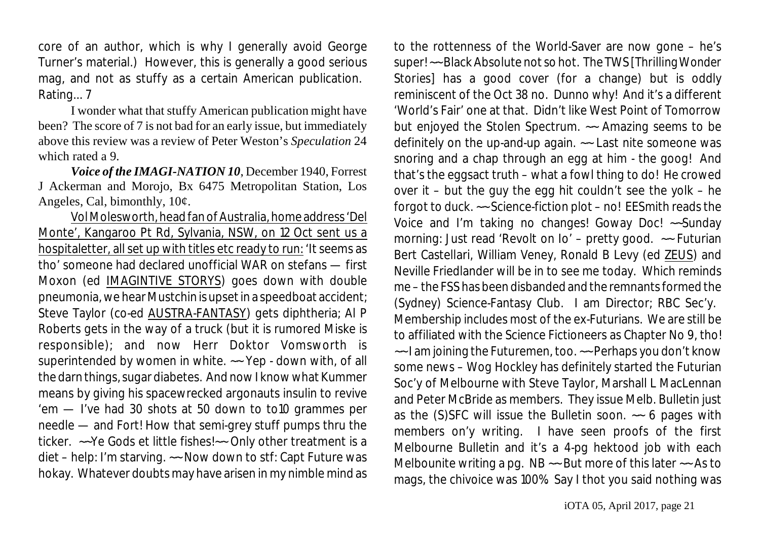core of an author, which is why I generally avoid George Turner's material.) However, this is generally a good serious mag, and not as stuffy as a certain American publication. Rating... 7

I wonder what that stuffy American publication might have been? The score of 7 is not bad for an early issue, but immediately above this review was a review of Peter Weston's *Speculation* 24 which rated a 9.

***Voice of the IMAGI-NATION 10***, December 1940, Forrest J Ackerman and Morojo, Bx 6475 Metropolitan Station, Los Angeles, Cal, bimonthly, 10¢.

<u>Vol Molesworth, head fan of Australia, home address 'Del Monte', Kangaroo Pt Rd, Sylvania, NSW, on 12 Oct sent us a hospitaletter, all set up with titles etc ready to run:</u> 'It seems as tho' someone had declared unofficial WAR on stefans — first Moxon (ed <u>IMAGINTIVE STORYS</u>) goes down with double pneumonia, we hear Mustchin is upset in a speedboat accident; Steve Taylor (co-ed <u>AUSTRA-FANTASY</u>) gets diphtheria; Al P Roberts gets in the way of a truck (but it is rumored Miske is responsible); and now Herr Doktor Vomsworth is superintended by women in white. ~~ Yep - down with, of all the darn things, sugar diabetes. And now I know what Kummer means by giving his spacewrecked argonauts insulin to revive 'em — I've had 30 shots at 50 down to to10 grammes per needle — and Fort! How that semi-grey stuff pumps thru the ticker. ~~Ye Gods et little fishes!~~ Only other treatment is a diet – help: I'm starving. ~~ Now down to stf: Capt Future was hokay. Whatever doubts may have arisen in my nimble mind as to the rottenness of the World-Saver are now gone – he's super! ~~Black Absolute not so hot. The TWS [Thrilling Wonder Stories] has a good cover (for a change) but is oddly reminiscent of the Oct 38 no. Dunno why! And it's a different 'World's Fair' one at that. Didn't like West Point of Tomorrow but enjoyed the Stolen Spectrum. ~~ Amazing seems to be definitely on the up-and-up again. ~~ Last nite someone was snoring and a chap through an egg at him - the goog! And that's the eggsact truth – what a fowl thing to do! He crowed over it – but the guy the egg hit couldn't see the yolk – he forgot to duck. ~~ Science-fiction plot – no! EESmith reads the Voice and I'm taking no changes! Goway Doc! ~~Sunday morning: Just read 'Revolt on Io' – pretty good. ~~ Futurian Bert Castellari, William Veney, Ronald B Levy (ed <u>ZEUS</u>) and Neville Friedlander will be in to see me today. Which reminds me – the FSS has been disbanded and the remnants formed the (Sydney) Science-Fantasy Club. I am Director; RBC Sec'y. Membership includes most of the ex-Futurians. We are still be to affiliated with the Science Fictioneers as Chapter No 9, tho! ~~ I am joining the Futuremen, too. ~~ Perhaps you don't know some news – Wog Hockley has definitely started the Futurian Soc'y of Melbourne with Steve Taylor, Marshall L MacLennan and Peter McBride as members. They issue Melb. Bulletin just as the (S)SFC will issue the Bulletin soon. ~~ 6 pages with members on'y writing. I have seen proofs of the first Melbourne Bulletin and it's a 4-pg hektood job with each Melbounite writing a pg. NB ~~ But more of this later ~~ As to mags, the chivoice was 100% Say I thot you said nothing was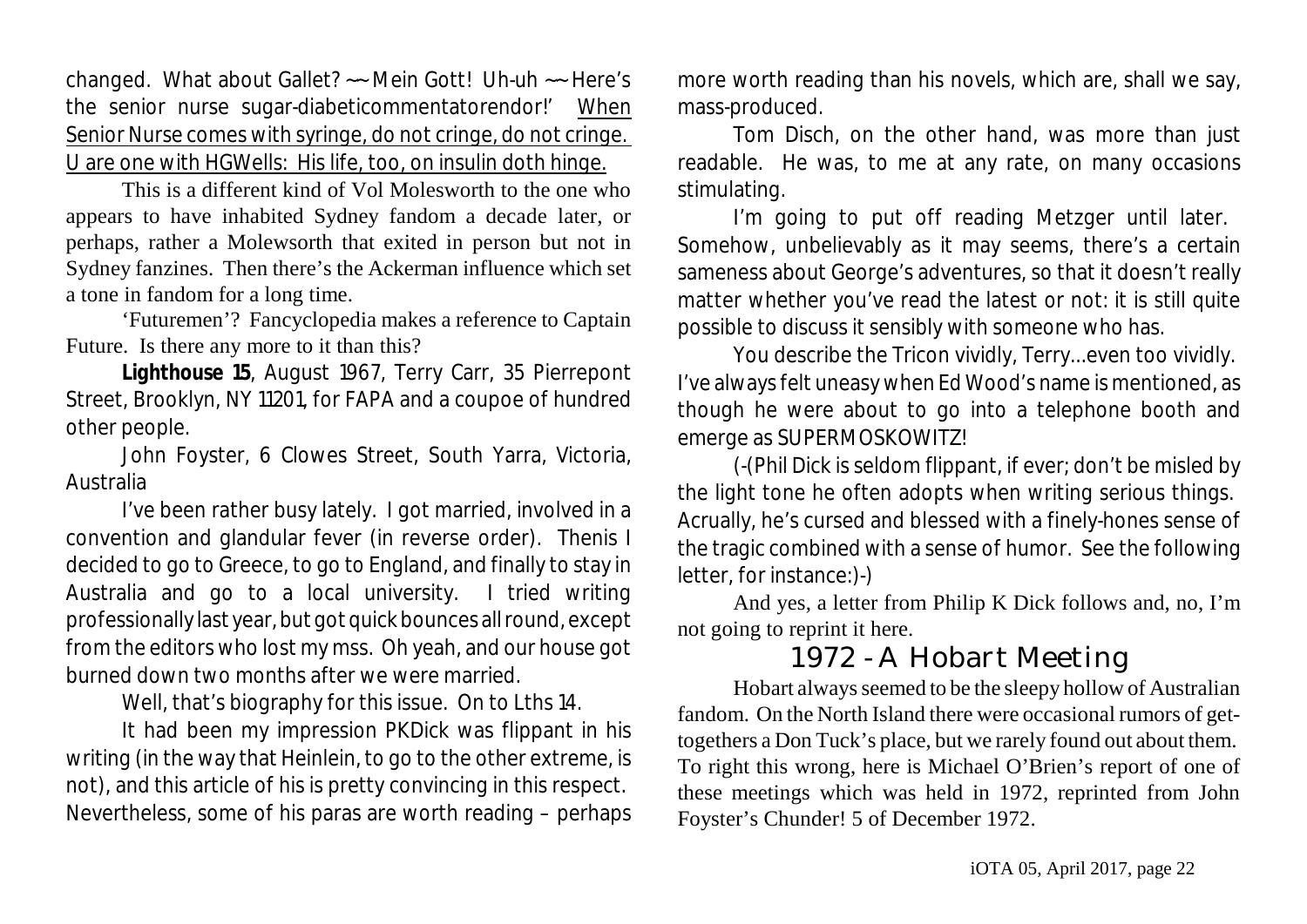changed. What about Gallet? ~~ Mein Gott! Uh-uh ~~ Here's the senior nurse sugar-diabeticommentatorendor!' When Senior Nurse comes with syringe, do not cringe, do not cringe. U are one with HGWells: His life, too, on insulin doth hinge.

This is a different kind of Vol Molesworth to the one who appears to have inhabited Sydney fandom a decade later, or perhaps, rather a Molewsorth that exited in person but not in Sydney fanzines. Then there's the Ackerman influence which set a tone in fandom for a long time.

'Futuremen'? Fancyclopedia makes a reference to Captain Future. Is there any more to it than this?

**Lighthouse 15**, August 1967, Terry Carr, 35 Pierrepont Street, Brooklyn, NY 11201, for FAPA and a coupoe of hundred other people.

John Foyster, 6 Clowes Street, South Yarra, Victoria, Australia

I've been rather busy lately. I got married, involved in a convention and glandular fever (in reverse order). Thenis I decided to go to Greece, to go to England, and finally to stay in Australia and go to a local university. I tried writing professionally last year, but got quick bounces all round, except from the editors who lost my mss. Oh yeah, and our house got burned down two months after we were married.

Well, that's biography for this issue. On to Lths 14.

It had been my impression PKDick was flippant in his writing (in the way that Heinlein, to go to the other extreme, is not), and this article of his is pretty convincing in this respect. Nevertheless, some of his paras are worth reading – perhaps more worth reading than his novels, which are, shall we say, mass-produced.

Tom Disch, on the other hand, was more than just readable. He was, to me at any rate, on many occasions stimulating.

I'm going to put off reading Metzger until later. Somehow, unbelievably as it may seems, there's a certain sameness about George's adventures, so that it doesn't really matter whether you've read the latest or not: it is still quite possible to discuss it sensibly with someone who has.

You describe the Tricon vividly, Terry...even too vividly. I've always felt uneasy when Ed Wood's name is mentioned, as though he were about to go into a telephone booth and emerge as SUPERMOSKOWITZ!

(-(Phil Dick is seldom flippant, if ever; don't be misled by the light tone he often adopts when writing serious things. Acrually, he's cursed and blessed with a finely-hones sense of the tragic combined with a sense of humor. See the following letter, for instance:)-)

And yes, a letter from Philip K Dick follows and, no, I'm not going to reprint it here.

## 1972 - A Hobart Meeting

Hobart always seemed to be the sleepy hollow of Australian fandom. On the North Island there were occasional rumors of get-togethers a Don Tuck's place, but we rarely found out about them. To right this wrong, here is Michael O'Brien's report of one of these meetings which was held in 1972, reprinted from John Foyster's Chunder! 5 of December 1972.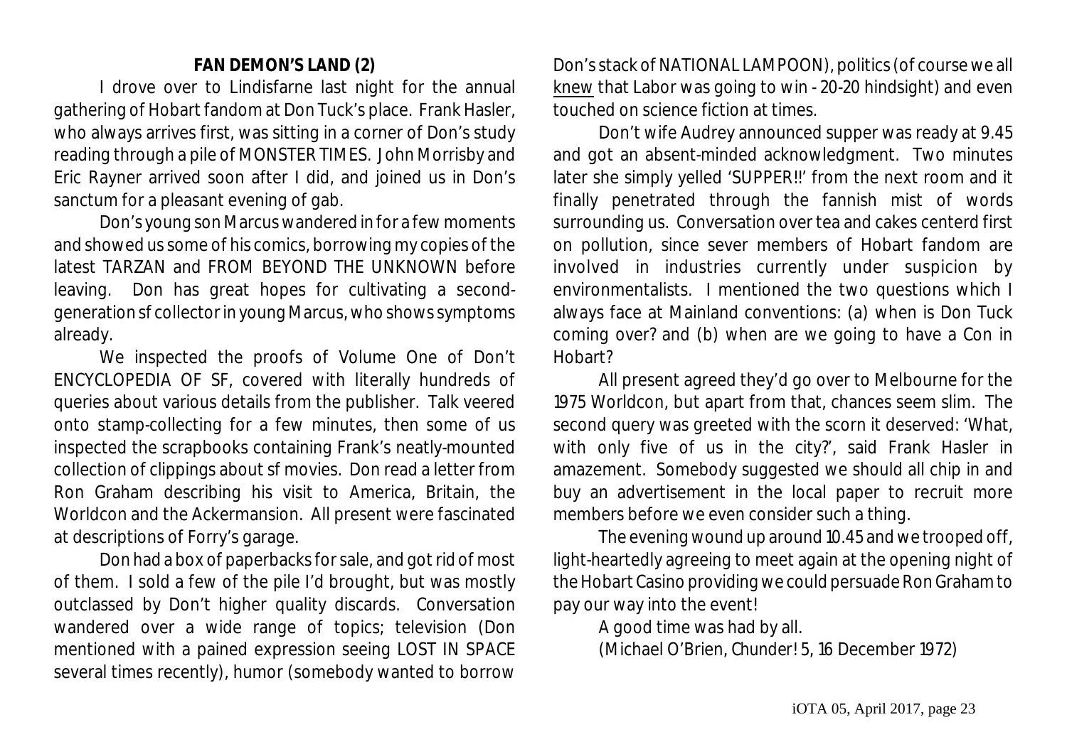**FAN DEMON'S LAND (2)**

I drove over to Lindisfarne last night for the annual gathering of Hobart fandom at Don Tuck's place. Frank Hasler, who always arrives first, was sitting in a corner of Don's study reading through a pile of MONSTER TIMES. John Morrisby and Eric Rayner arrived soon after I did, and joined us in Don's sanctum for a pleasant evening of gab.

Don's young son Marcus wandered in for a few moments and showed us some of his comics, borrowing my copies of the latest TARZAN and FROM BEYOND THE UNKNOWN before leaving. Don has great hopes for cultivating a second-generation sf collector in young Marcus, who shows symptoms already.

We inspected the proofs of Volume One of Don't ENCYCLOPEDIA OF SF, covered with literally hundreds of queries about various details from the publisher. Talk veered onto stamp-collecting for a few minutes, then some of us inspected the scrapbooks containing Frank's neatly-mounted collection of clippings about sf movies. Don read a letter from Ron Graham describing his visit to America, Britain, the Worldcon and the Ackermansion. All present were fascinated at descriptions of Forry's garage.

Don had a box of paperbacks for sale, and got rid of most of them. I sold a few of the pile I'd brought, but was mostly outclassed by Don't higher quality discards. Conversation wandered over a wide range of topics; television (Don mentioned with a pained expression seeing LOST IN SPACE several times recently), humor (somebody wanted to borrow Don's stack of NATIONAL LAMPOON), politics (of course we all knew that Labor was going to win - 20-20 hindsight) and even touched on science fiction at times.

Don't wife Audrey announced supper was ready at 9.45 and got an absent-minded acknowledgment. Two minutes later she simply yelled 'SUPPER!!' from the next room and it finally penetrated through the fannish mist of words surrounding us. Conversation over tea and cakes centerd first on pollution, since sever members of Hobart fandom are involved in industries currently under suspicion by environmentalists. I mentioned the two questions which I always face at Mainland conventions: (a) when is Don Tuck coming over? and (b) when are we going to have a Con in Hobart?

All present agreed they'd go over to Melbourne for the 1975 Worldcon, but apart from that, chances seem slim. The second query was greeted with the scorn it deserved: 'What, with only five of us in the city?', said Frank Hasler in amazement. Somebody suggested we should all chip in and buy an advertisement in the local paper to recruit more members before we even consider such a thing.

The evening wound up around 10.45 and we trooped off, light-heartedly agreeing to meet again at the opening night of the Hobart Casino providing we could persuade Ron Graham to pay our way into the event!

A good time was had by all.

(Michael O'Brien, Chunder! 5, 16 December 1972)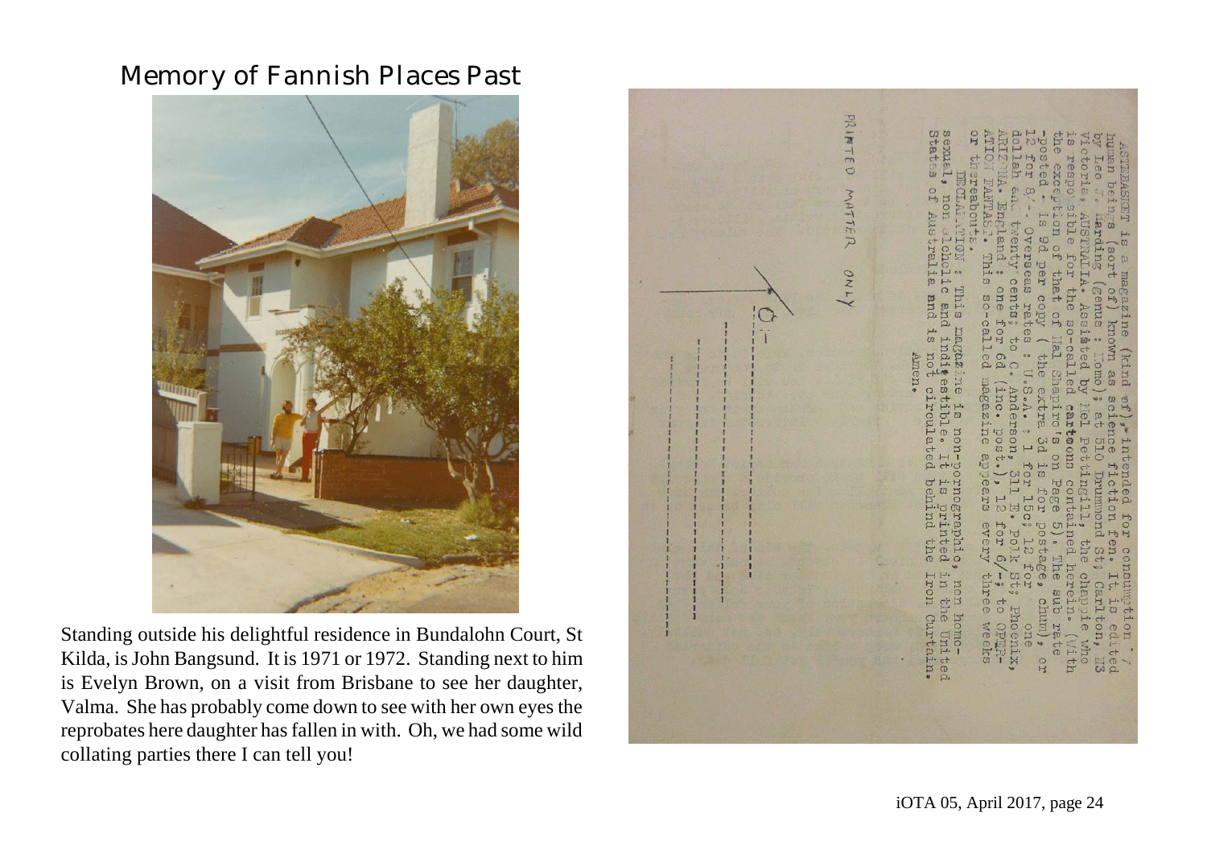# Memory of Fannish Places Past

Standing outside his delightful residence in Bundalohn Court, St Kilda, is John Bangsund. It is 1971 or 1972. Standing next to him is Evelyn Brown, on a visit from Brisbane to see her daughter, Valma. She has probably come down to see with her own eyes the reprobates here daughter has fallen in with. Oh, we had some wild collating parties there I can tell you!